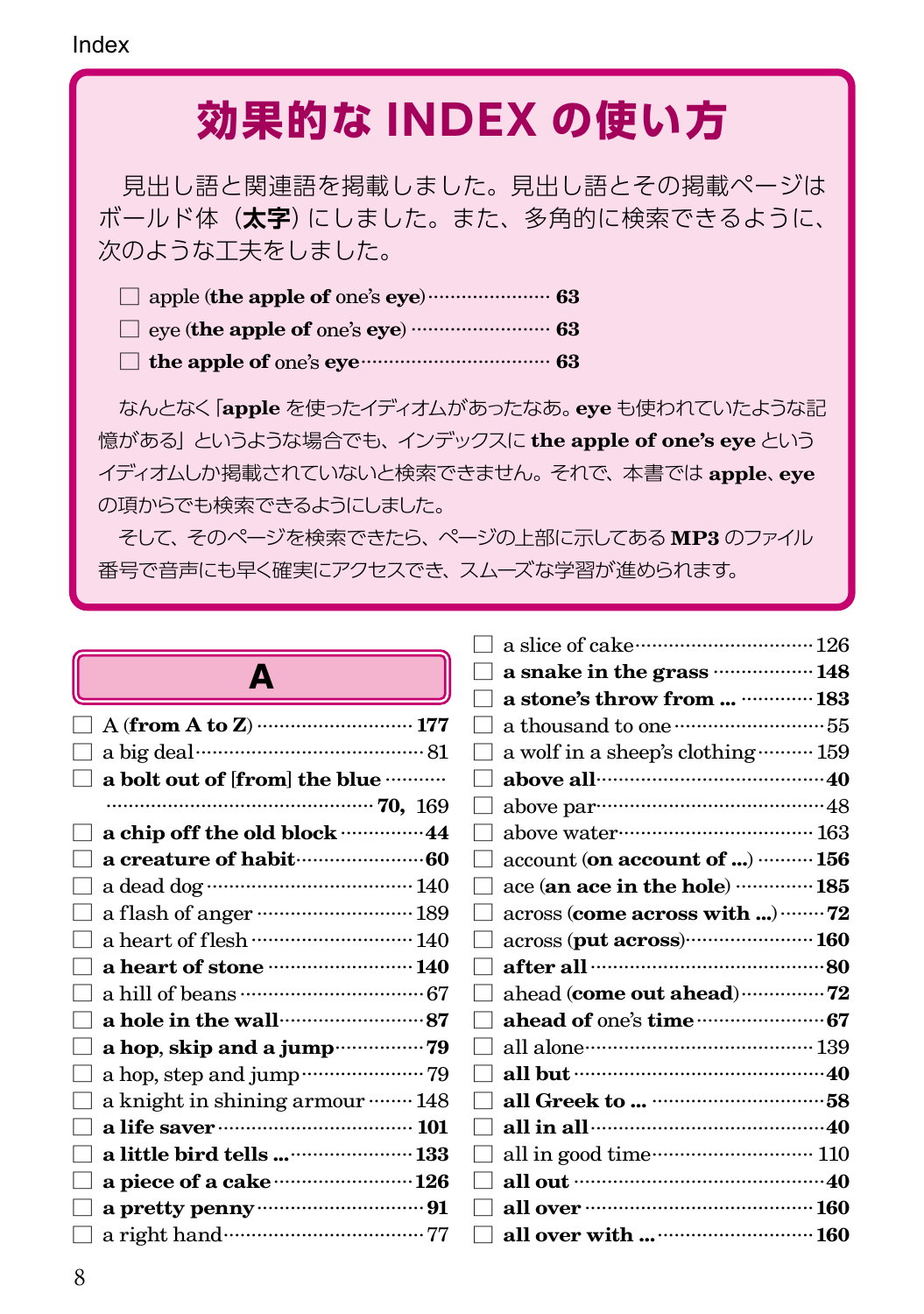# 効果的な INDEX の使い方

見出し語と関連語を掲載しました。見出し語とその掲載ページはボールド体（**太字**）にしました。また、多角的に検索できるように、次のような工夫をしました。

- ☐ apple (**the apple of** one's **eye**) ………… **63**
- ☐ eye (**the apple of** one's **eye**) ………… **63**
- ☐ **the apple of** one's **eye** ………… **63**

なんとなく「**apple** を使ったイディオムがあったなあ。**eye** も使われていたような記憶がある」というような場合でも、インデックスに **the apple of one's eye** というイディオムしか掲載されていないと検索できません。それで、本書では **apple**、**eye** の項からでも検索できるようにしました。

そして、そのページを検索できたら、ページの上部に示してある **MP3** のファイル番号で音声にも早く確実にアクセスでき、スムーズな学習が進められます。

## A

- ☐ A (**from A to Z**) ………… **177**
- ☐ a big deal ………… 81
- ☐ **a bolt out of [from] the blue** ………… **70**, 169
- ☐ **a chip off the old block** ………… **44**
- ☐ **a creature of habit** ………… **60**
- ☐ a dead dog ………… 140
- ☐ a flash of anger ………… 189
- ☐ a heart of flesh ………… 140
- ☐ **a heart of stone** ………… **140**
- ☐ a hill of beans ………… 67
- ☐ **a hole in the wall** ………… **87**
- ☐ **a hop, skip and a jump** ………… **79**
- ☐ a hop, step and jump ………… 79
- ☐ a knight in shining armour ………… 148
- ☐ **a life saver** ………… **101**
- ☐ **a little bird tells ...** ………… **133**
- ☐ **a piece of a cake** ………… **126**
- ☐ **a pretty penny** ………… **91**
- ☐ a right hand ………… 77
- ☐ a slice of cake ………… 126
- ☐ **a snake in the grass** ………… **148**
- ☐ **a stone's throw from ...** ………… **183**
- ☐ a thousand to one ………… 55
- ☐ a wolf in a sheep's clothing ………… 159
- ☐ **above all** ………… **40**
- ☐ above par ………… 48
- ☐ above water ………… 163
- ☐ account (**on account of ...**) ………… **156**
- ☐ ace (**an ace in the hole**) ………… **185**
- ☐ across (**come across with ...**) ………… **72**
- ☐ across (**put across**) ………… **160**
- ☐ **after all** ………… **80**
- ☐ ahead (**come out ahead**) ………… **72**
- ☐ **ahead of** one's **time** ………… **67**
- ☐ all alone ………… 139
- ☐ **all but** ………… **40**
- ☐ **all Greek to ...** ………… **58**
- ☐ **all in all** ………… **40**
- ☐ all in good time ………… 110
- ☐ **all out** ………… **40**
- ☐ **all over** ………… **160**
- ☐ **all over with ...** ………… **160**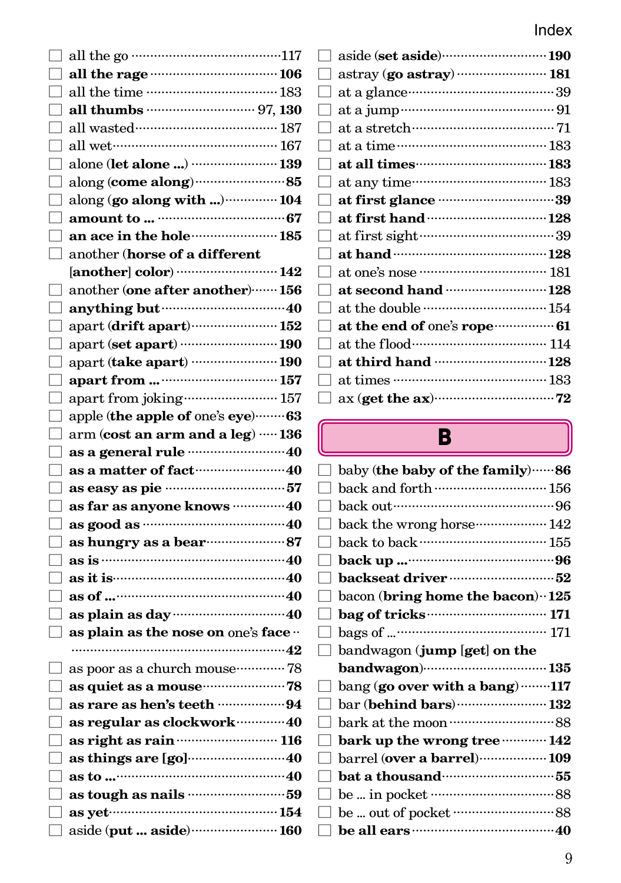- ☐ all the go ········· 117
- ☐ **all the rage** ········· **106**
- ☐ all the time ········· 183
- ☐ **all thumbs** ········· 97, **130**
- ☐ all wasted ········· 187
- ☐ all wet ········· 167
- ☐ alone (**let alone ...**) ········· **139**
- ☐ along (**come along**) ········· **85**
- ☐ along (**go along with ...**) ········· **104**
- ☐ **amount to ...** ········· **67**
- ☐ **an ace in the hole** ········· **185**
- ☐ another (**horse of a different [another] color**) ········· **142**
- ☐ another (**one after another**) ········· **156**
- ☐ **anything but** ········· **40**
- ☐ apart (**drift apart**) ········· **152**
- ☐ apart (**set apart**) ········· **190**
- ☐ apart (**take apart**) ········· **190**
- ☐ **apart from ...** ········· **157**
- ☐ apart from joking ········· 157
- ☐ apple (**the apple of** one's **eye**) ········· **63**
- ☐ arm (**cost an arm and a leg**) ········· **136**
- ☐ **as a general rule** ········· **40**
- ☐ **as a matter of fact** ········· **40**
- ☐ **as easy as pie** ········· **57**
- ☐ **as far as anyone knows** ········· **40**
- ☐ **as good as** ········· **40**
- ☐ **as hungry as a bear** ········· **87**
- ☐ **as is** ········· **40**
- ☐ **as it is** ········· **40**
- ☐ **as of ...** ········· **40**
- ☐ **as plain as day** ········· **40**
- ☐ **as plain as the nose on** one's **face** ········· **42**
- ☐ as poor as a church mouse ········· 78
- ☐ **as quiet as a mouse** ········· **78**
- ☐ **as rare as hen's teeth** ········· **94**
- ☐ **as regular as clockwork** ········· **40**
- ☐ **as right as rain** ········· **116**
- ☐ **as things are [go]** ········· **40**
- ☐ **as to ...** ········· **40**
- ☐ **as tough as nails** ········· **59**
- ☐ **as yet** ········· **154**
- ☐ aside (**put ... aside**) ········· **160**
- ☐ aside (**set aside**) ········· **190**
- ☐ astray (**go astray**) ········· **181**
- ☐ at a glance ········· 39
- ☐ at a jump ········· 91
- ☐ at a stretch ········· 71
- ☐ at a time ········· 183
- ☐ **at all times** ········· **183**
- ☐ at any time ········· 183
- ☐ **at first glance** ········· **39**
- ☐ **at first hand** ········· **128**
- ☐ at first sight ········· 39
- ☐ **at hand** ········· **128**
- ☐ at one's nose ········· 181
- ☐ **at second hand** ········· **128**
- ☐ at the double ········· 154
- ☐ **at the end of** one's **rope** ········· **61**
- ☐ at the flood ········· 114
- ☐ **at third hand** ········· **128**
- ☐ at times ········· 183
- ☐ ax (**get the ax**) ········· **72**

## B

- ☐ baby (**the baby of the family**) ········· **86**
- ☐ back and forth ········· 156
- ☐ back out ········· 96
- ☐ back the wrong horse ········· 142
- ☐ back to back ········· 155
- ☐ **back up ...** ········· **96**
- ☐ **backseat driver** ········· **52**
- ☐ bacon (**bring home the bacon**) ········· **125**
- ☐ **bag of tricks** ········· **171**
- ☐ bags of ... ········· 171
- ☐ bandwagon (**jump [get] on the bandwagon**) ········· **135**
- ☐ bang (**go over with a bang**) ········· **117**
- ☐ bar (**behind bars**) ········· **132**
- ☐ bark at the moon ········· 88
- ☐ **bark up the wrong tree** ········· **142**
- ☐ barrel (**over a barrel**) ········· **109**
- ☐ **bat a thousand** ········· **55**
- ☐ be ... in pocket ········· 88
- ☐ be ... out of pocket ········· 88
- ☐ **be all ears** ········· **40**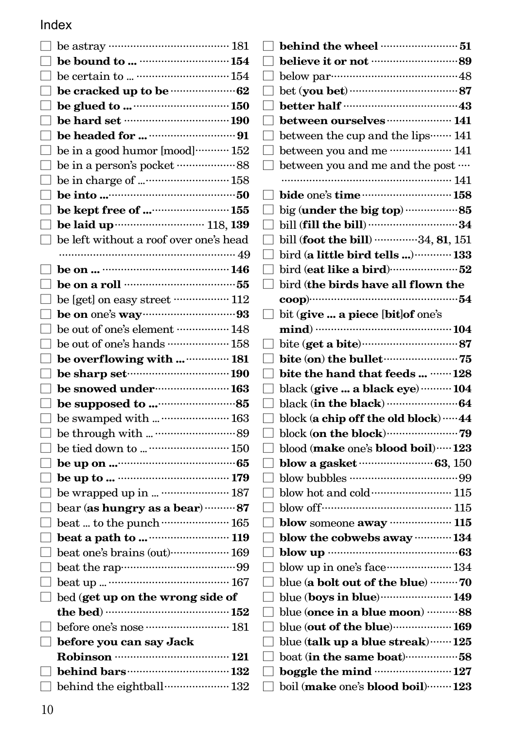# Index

- ☐ be astray ……… 181
- ☐ **be bound to …** ……… **154**
- ☐ be certain to … ……… 154
- ☐ **be cracked up to be** ……… **62**
- ☐ **be glued to …** ……… **150**
- ☐ **be hard set** ……… **190**
- ☐ **be headed for …** ……… **91**
- ☐ be in a good humor [mood] ……… 152
- ☐ be in a person's pocket ……… 88
- ☐ be in charge of … ……… 158
- ☐ **be into …** ……… **50**
- ☐ **be kept free of …** ……… **155**
- ☐ **be laid up** ……… 118, **139**
- ☐ be left without a roof over one's head ……… 49
- ☐ **be on …** ……… **146**
- ☐ **be on a roll** ……… **55**
- ☐ be [get] on easy street ……… 112
- ☐ **be on** one's **way** ……… **93**
- ☐ be out of one's element ……… 148
- ☐ be out of one's hands ……… 158
- ☐ **be overflowing with …** ……… **181**
- ☐ **be sharp set** ……… **190**
- ☐ **be snowed under** ……… **163**
- ☐ **be supposed to …** ……… **85**
- ☐ be swamped with … ……… 163
- ☐ be through with … ……… 89
- ☐ be tied down to … ……… 150
- ☐ **be up on …** ……… **65**
- ☐ **be up to …** ……… **179**
- ☐ be wrapped up in … ……… 187
- ☐ bear (**as hungry as a bear**) ……… **87**
- ☐ beat … to the punch ……… 165
- ☐ **beat a path to …** ……… **119**
- ☐ beat one's brains (out) ……… 169
- ☐ beat the rap ……… 99
- ☐ beat up … ……… 167
- ☐ bed (**get up on the wrong side of the bed**) ……… **152**
- ☐ before one's nose ……… 181
- ☐ **before you can say Jack Robinson** ……… **121**
- ☐ **behind bars** ……… **132**
- ☐ behind the eightball ……… 132
- ☐ **behind the wheel** ……… **51**
- ☐ **believe it or not** ……… **89**
- ☐ below par ……… 48
- ☐ bet (**you bet**) ……… **87**
- ☐ **better half** ……… **43**
- ☐ **between ourselves** ……… **141**
- ☐ between the cup and the lips ……… 141
- ☐ between you and me ……… 141
- ☐ between you and me and the post ……… 141
- ☐ **bide** one's **time** ……… **158**
- ☐ big (**under the big top**) ……… **85**
- ☐ bill (**fill the bill**) ……… **34**
- ☐ bill (**foot the bill**) ……… 34, **81**, 151
- ☐ bird (**a little bird tells …**) ……… **133**
- ☐ bird (**eat like a bird**) ……… **52**
- ☐ bird (**the birds have all flown the coop**) ……… **54**
- ☐ bit (**give … a piece [bit]of** one's **mind**) ……… **104**
- ☐ bite (**get a bite**) ……… **87**
- ☐ **bite (on) the bullet** ……… **75**
- ☐ **bite the hand that feeds …** ……… **128**
- ☐ black (**give … a black eye**) ……… **104**
- ☐ black (**in the black**) ……… **64**
- ☐ block (**a chip off the old block**) ……… **44**
- ☐ block (**on the block**) ……… **79**
- ☐ blood (**make** one's **blood boil**) ……… **123**
- ☐ **blow a gasket** ……… **63**, 150
- ☐ blow bubbles ……… 99
- ☐ blow hot and cold ……… 115
- ☐ blow off ……… 115
- ☐ **blow** someone **away** ……… **115**
- ☐ **blow the cobwebs away** ……… **134**
- ☐ **blow up** ……… **63**
- ☐ blow up in one's face ……… 134
- ☐ blue (**a bolt out of the blue**) ……… **70**
- ☐ blue (**boys in blue**) ……… **149**
- ☐ blue (**once in a blue moon**) ……… **88**
- ☐ blue (**out of the blue**) ……… **169**
- ☐ blue (**talk up a blue streak**) ……… **125**
- ☐ boat (**in the same boat**) ……… **58**
- ☐ **boggle the mind** ……… **127**
- ☐ boil (**make** one's **blood boil**) ……… **123**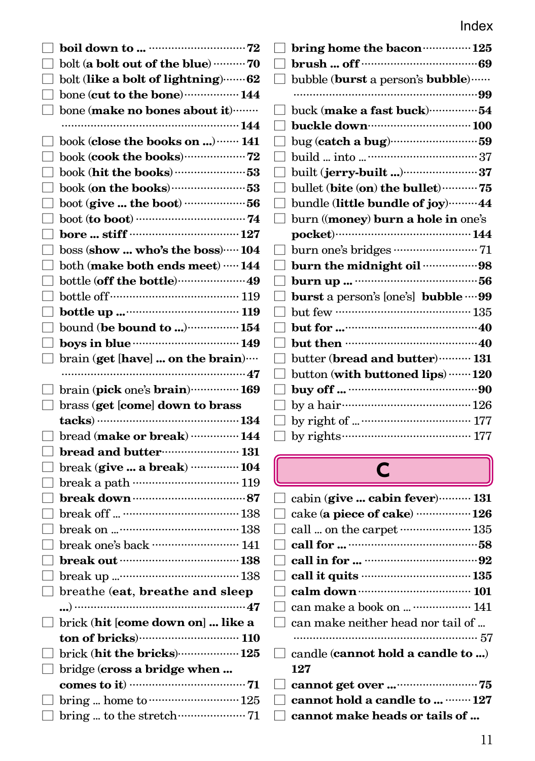- [ ] **boil down to ...** ········ 72
- [ ] bolt (**a bolt out of the blue**) ········ 70
- [ ] bolt (**like a bolt of lightning**) ········ 62
- [ ] bone (**cut to the bone**) ········ 144
- [ ] bone (**make no bones about it**) ········ 144
- [ ] book (**close the books on ...**) ········ 141
- [ ] book (**cook the books**) ········ 72
- [ ] book (**hit the books**) ········ 53
- [ ] book (**on the books**) ········ 53
- [ ] boot (**give ... the boot**) ········ 56
- [ ] boot (**to boot**) ········ 74
- [ ] **bore ... stiff** ········ 127
- [ ] boss (**show ... who's the boss**) ········ 104
- [ ] both (**make both ends meet**) ········ 144
- [ ] bottle (**off the bottle**) ········ 49
- [ ] bottle off ········ 119
- [ ] **bottle up ...** ········ 119
- [ ] bound (**be bound to ...**) ········ 154
- [ ] **boys in blue** ········ 149
- [ ] brain (**get** [**have**] **... on the brain**) ········ 47
- [ ] brain (**pick** one's **brain**) ········ 169
- [ ] brass (**get** [**come**] **down to brass tacks**) ········ 134
- [ ] bread (**make or break**) ········ 144
- [ ] **bread and butter** ········ 131
- [ ] break (**give ... a break**) ········ 104
- [ ] break a path ········ 119
- [ ] **break down** ········ 87
- [ ] break off ... ········ 138
- [ ] break on ... ········ 138
- [ ] break one's back ········ 141
- [ ] **break out** ········ 138
- [ ] break up ... ········ 138
- [ ] breathe (**eat, breathe and sleep ...**) ········ 47
- [ ] brick (**hit** [**come down on**] **... like a ton of bricks**) ········ 110
- [ ] brick (**hit the bricks**) ········ 125
- [ ] bridge (**cross a bridge when ... comes to it**) ········ 71
- [ ] bring ... home to ········ 125
- [ ] bring ... to the stretch ········ 71
- [ ] **bring home the bacon** ········ 125
- [ ] **brush ... off** ········ 69
- [ ] bubble (**burst** a person's **bubble**) ········ 99
- [ ] buck (**make a fast buck**) ········ 54
- [ ] **buckle down** ········ 100
- [ ] bug (**catch a bug**) ········ 59
- [ ] build ... into ... ········ 37
- [ ] built (**jerry-built ...**) ········ 37
- [ ] bullet (**bite** (**on**) **the bullet**) ········ 75
- [ ] bundle (**little bundle of joy**) ········ 44
- [ ] burn ((**money**) **burn a hole in** one's **pocket**) ········ 144
- [ ] burn one's bridges ········ 71
- [ ] **burn the midnight oil** ········ 98
- [ ] **burn up ...** ········ 56
- [ ] **burst** a person's [one's] **bubble** ········ 99
- [ ] but few ········ 135
- [ ] **but for ...** ········ 40
- [ ] **but then** ········ 40
- [ ] butter (**bread and butter**) ········ 131
- [ ] button (**with buttoned lips**) ········ 120
- [ ] **buy off ...** ········ 90
- [ ] by a hair ········ 126
- [ ] by right of ... ········ 177
- [ ] by rights ········ 177

## C

- [ ] cabin (**give ... cabin fever**) ········ 131
- [ ] cake (**a piece of cake**) ········ 126
- [ ] call ... on the carpet ········ 135
- [ ] **call for ...** ········ 58
- [ ] **call in for ...** ········ 92
- [ ] **call it quits** ········ 135
- [ ] **calm down** ········ 101
- [ ] can make a book on ... ········ 141
- [ ] can make neither head nor tail of ... ········ 57
- [ ] candle (**cannot hold a candle to ...**) 127
- [ ] **cannot get over ...** ········ 75
- [ ] **cannot hold a candle to ...** ········ 127
- [ ] **cannot make heads or tails of ...**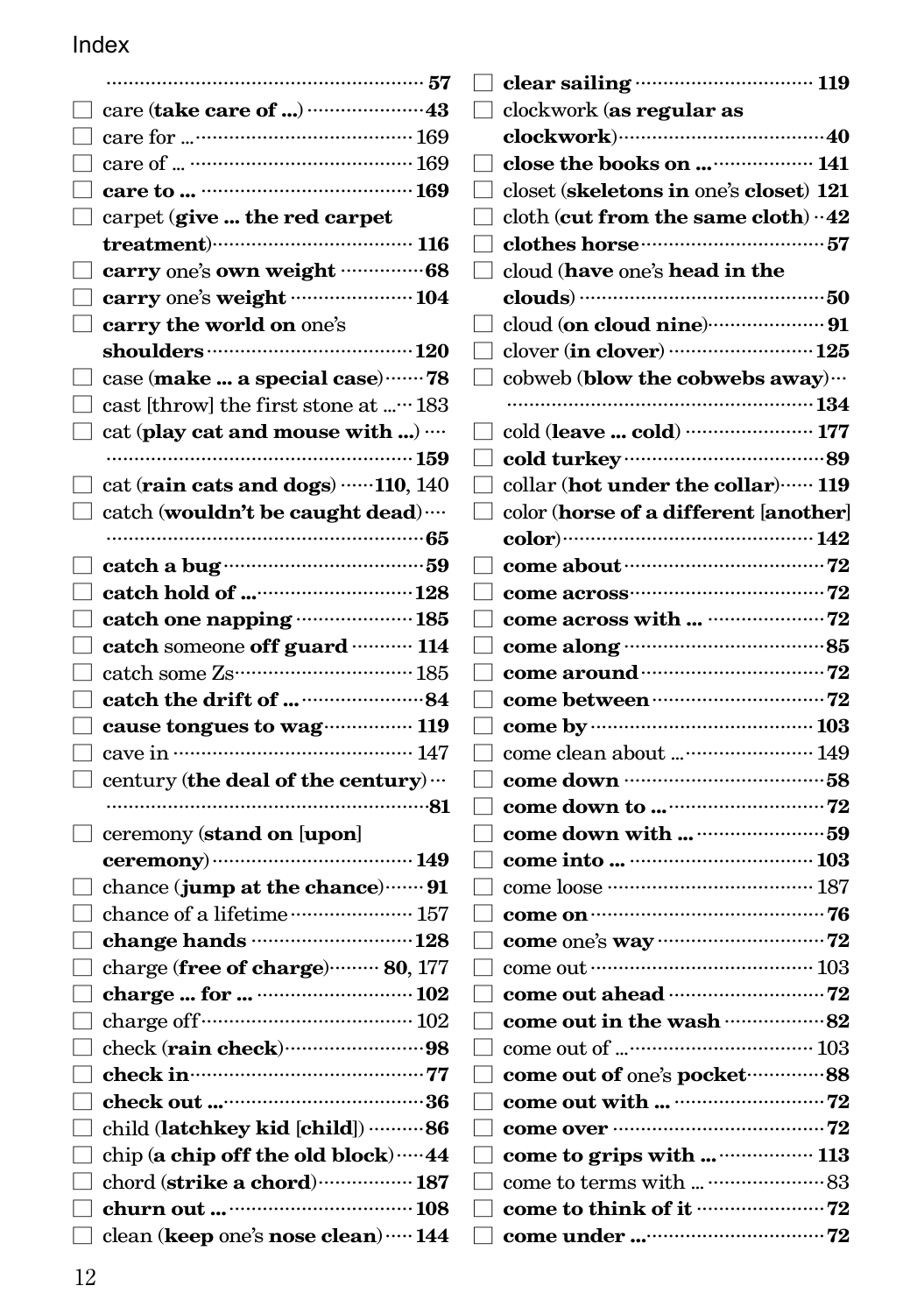Index

- ……… 57
- ☐ care (**take care of …**) ……… 43
- ☐ care for … ……… 169
- ☐ care of … ……… 169
- ☐ **care to …** ……… **169**
- ☐ carpet (**give … the red carpet treatment**) ……… 116
- ☐ **carry** one's **own weight** ……… 68
- ☐ **carry** one's **weight** ……… **104**
- ☐ **carry the world on** one's **shoulders** ……… **120**
- ☐ case (**make … a special case**) ……… 78
- ☐ cast [throw] the first stone at … ……… 183
- ☐ cat (**play cat and mouse with …**) ……… **159**
- ☐ cat (**rain cats and dogs**) ……… **110**, 140
- ☐ catch (**wouldn't be caught dead**) ……… **65**
- ☐ **catch a bug** ……… **59**
- ☐ **catch hold of …** ……… **128**
- ☐ **catch one napping** ……… **185**
- ☐ **catch** someone **off guard** ……… 114
- ☐ catch some Zs ……… 185
- ☐ **catch the drift of …** ……… **84**
- ☐ **cause tongues to wag** ……… 119
- ☐ cave in ……… 147
- ☐ century (**the deal of the century**) ……… **81**
- ☐ ceremony (**stand on** [**upon**] **ceremony**) ……… 149
- ☐ chance (**jump at the chance**) ……… 91
- ☐ chance of a lifetime ……… 157
- ☐ **change hands** ……… **128**
- ☐ charge (**free of charge**) ……… **80**, 177
- ☐ **charge … for …** ……… **102**
- ☐ charge off ……… 102
- ☐ check (**rain check**) ……… **98**
- ☐ **check in** ……… **77**
- ☐ **check out …** ……… **36**
- ☐ child (**latchkey kid** [**child**]) ……… **86**
- ☐ chip (**a chip off the old block**) ……… **44**
- ☐ chord (**strike a chord**) ……… **187**
- ☐ **churn out …** ……… **108**
- ☐ clean (**keep** one's **nose clean**) ……… **144**
- ☐ **clear sailing** ……… **119**
- ☐ clockwork (**as regular as clockwork**) ……… **40**
- ☐ **close the books on …** ……… **141**
- ☐ closet (**skeletons in** one's **closet**) **121**
- ☐ cloth (**cut from the same cloth**) ……… **42**
- ☐ **clothes horse** ……… **57**
- ☐ cloud (**have** one's **head in the clouds**) ……… **50**
- ☐ cloud (**on cloud nine**) ……… **91**
- ☐ clover (**in clover**) ……… **125**
- ☐ cobweb (**blow the cobwebs away**) ……… **134**
- ☐ cold (**leave … cold**) ……… **177**
- ☐ **cold turkey** ……… **89**
- ☐ collar (**hot under the collar**) ……… **119**
- ☐ color (**horse of a different** [**another**] **color**) ……… **142**
- ☐ **come about** ……… **72**
- ☐ **come across** ……… **72**
- ☐ **come across with …** ……… **72**
- ☐ **come along** ……… **85**
- ☐ **come around** ……… **72**
- ☐ **come between** ……… **72**
- ☐ **come by** ……… **103**
- ☐ come clean about … ……… 149
- ☐ **come down** ……… **58**
- ☐ **come down to …** ……… **72**
- ☐ **come down with …** ……… **59**
- ☐ **come into …** ……… **103**
- ☐ come loose ……… 187
- ☐ **come on** ……… **76**
- ☐ **come** one's **way** ……… **72**
- ☐ come out ……… 103
- ☐ **come out ahead** ……… **72**
- ☐ **come out in the wash** ……… **82**
- ☐ come out of … ……… 103
- ☐ **come out of** one's **pocket** ……… **88**
- ☐ **come out with …** ……… **72**
- ☐ **come over** ……… **72**
- ☐ **come to grips with …** ……… **113**
- ☐ come to terms with … ……… 83
- ☐ **come to think of it** ……… **72**
- ☐ **come under …** ……… **72**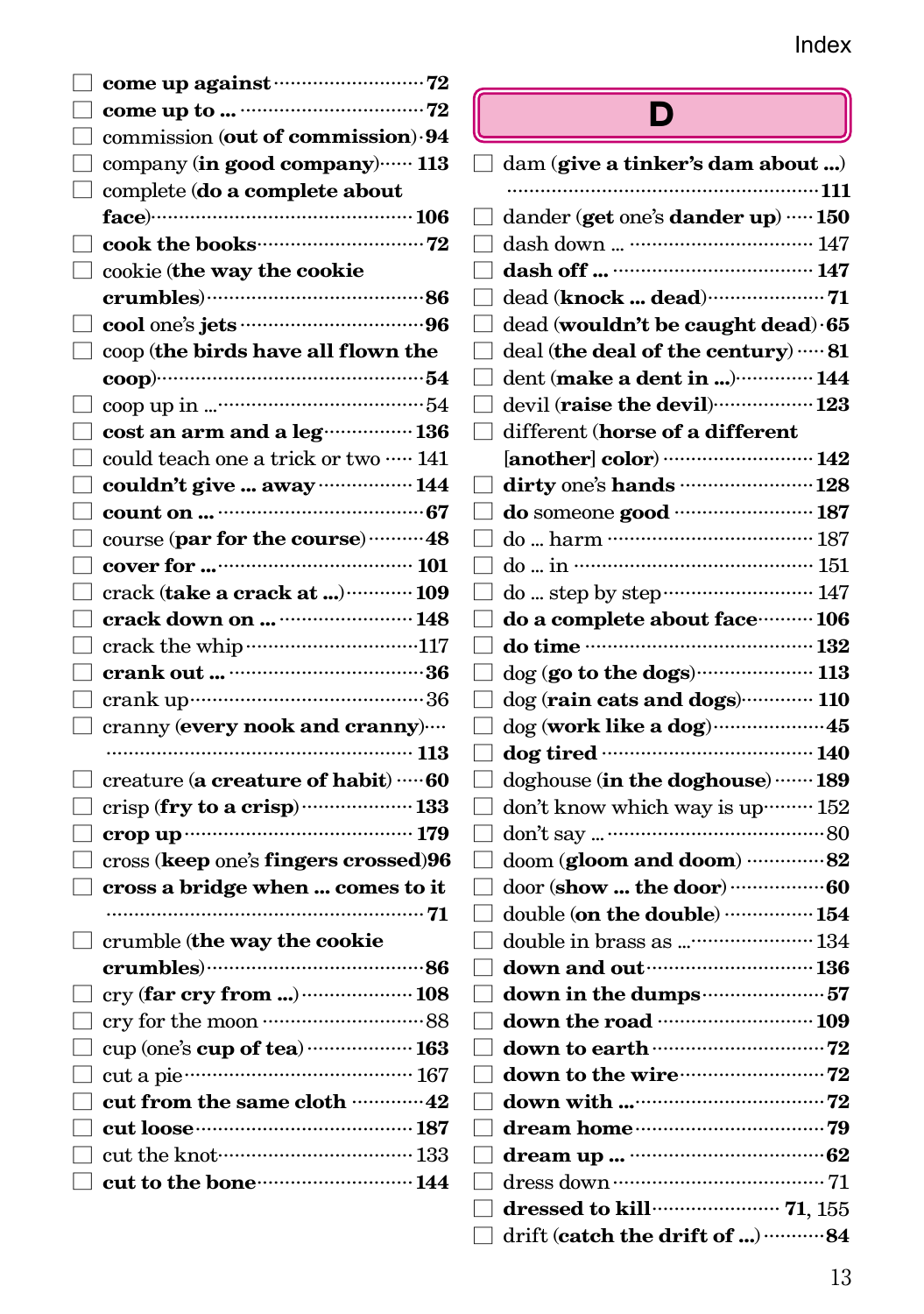- ☐ **come up against** ··· 72
- ☐ **come up to ...** ··· 72
- ☐ commission (**out of commission**) ··· 94
- ☐ company (**in good company**) ··· 113
- ☐ complete (**do a complete about face**) ··· 106
- ☐ **cook the books** ··· 72
- ☐ cookie (**the way the cookie crumbles**) ··· 86
- ☐ **cool** one's **jets** ··· 96
- ☐ coop (**the birds have all flown the coop**) ··· 54
- ☐ coop up in ... ··· 54
- ☐ **cost an arm and a leg** ··· 136
- ☐ could teach one a trick or two ··· 141
- ☐ **couldn't give ... away** ··· 144
- ☐ **count on ...** ··· 67
- ☐ course (**par for the course**) ··· 48
- ☐ **cover for ...** ··· 101
- ☐ crack (**take a crack at ...**) ··· 109
- ☐ **crack down on ...** ··· 148
- ☐ crack the whip ··· 117
- ☐ **crank out ...** ··· 36
- ☐ crank up ··· 36
- ☐ cranny (**every nook and cranny**) ··· 113
- ☐ creature (**a creature of habit**) ··· 60
- ☐ crisp (**fry to a crisp**) ··· 133
- ☐ **crop up** ··· 179
- ☐ cross (**keep** one's **fingers crossed**) 96
- ☐ **cross a bridge when ... comes to it** ··· 71
- ☐ crumble (**the way the cookie crumbles**) ··· 86
- ☐ cry (**far cry from ...**) ··· 108
- ☐ cry for the moon ··· 88
- ☐ cup (one's **cup of tea**) ··· 163
- ☐ cut a pie ··· 167
- ☐ **cut from the same cloth** ··· 42
- ☐ **cut loose** ··· 187
- ☐ cut the knot ··· 133
- ☐ **cut to the bone** ··· 144

## D

- ☐ dam (**give a tinker's dam about ...**) ··· 111
- ☐ dander (**get one's dander up**) ··· 150
- ☐ dash down ... ··· 147
- ☐ **dash off ...** ··· 147
- ☐ dead (**knock ... dead**) ··· 71
- ☐ dead (**wouldn't be caught dead**) ··· 65
- ☐ deal (**the deal of the century**) ··· 81
- ☐ dent (**make a dent in ...**) ··· 144
- ☐ devil (**raise the devil**) ··· 123
- ☐ different (**horse of a different [another] color**) ··· 142
- ☐ **dirty** one's **hands** ··· 128
- ☐ **do** someone **good** ··· 187
- ☐ do ... harm ··· 187
- ☐ do ... in ··· 151
- ☐ do ... step by step ··· 147
- ☐ **do a complete about face** ··· 106
- ☐ **do time** ··· 132
- ☐ dog (**go to the dogs**) ··· 113
- ☐ dog (**rain cats and dogs**) ··· 110
- ☐ dog (**work like a dog**) ··· 45
- ☐ **dog tired** ··· 140
- ☐ doghouse (**in the doghouse**) ··· 189
- ☐ don't know which way is up ··· 152
- ☐ don't say ... ··· 80
- ☐ doom (**gloom and doom**) ··· 82
- ☐ door (**show ... the door**) ··· 60
- ☐ double (**on the double**) ··· 154
- ☐ double in brass as ... ··· 134
- ☐ **down and out** ··· 136
- ☐ **down in the dumps** ··· 57
- ☐ **down the road** ··· 109
- ☐ **down to earth** ··· 72
- ☐ **down to the wire** ··· 72
- ☐ **down with ...** ··· 72
- ☐ **dream home** ··· 79
- ☐ **dream up ...** ··· 62
- ☐ dress down ··· 71
- ☐ **dressed to kill** ··· **71**, 155
- ☐ drift (**catch the drift of ...**) ··· 84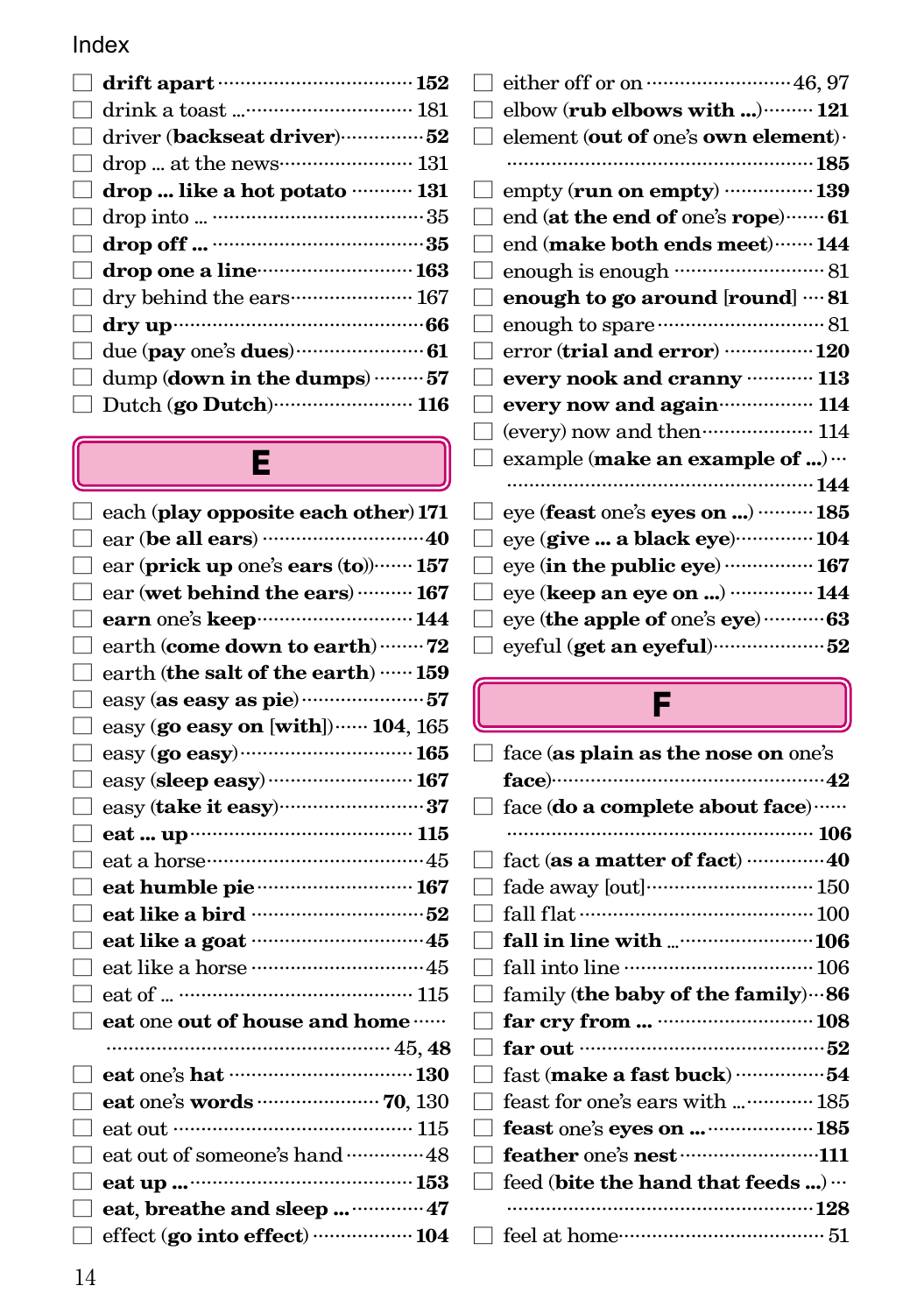Index

- ☐ **drift apart** ··· **152**
- ☐ drink a toast ... ··· 181
- ☐ driver (**backseat driver**) ··· **52**
- ☐ drop ... at the news ··· 131
- ☐ **drop ... like a hot potato** ··· **131**
- ☐ drop into ... ··· 35
- ☐ **drop off ...** ··· **35**
- ☐ **drop one a line** ··· **163**
- ☐ dry behind the ears ··· 167
- ☐ **dry up** ··· **66**
- ☐ due (**pay** one's **dues**) ··· **61**
- ☐ dump (**down in the dumps**) ··· **57**
- ☐ Dutch (**go Dutch**) ··· **116**

## E

- ☐ each (**play opposite each other**) **171**
- ☐ ear (**be all ears**) ··· **40**
- ☐ ear (**prick up** one's **ears** (**to**)) ··· **157**
- ☐ ear (**wet behind the ears**) ··· **167**
- ☐ **earn** one's **keep** ··· **144**
- ☐ earth (**come down to earth**) ··· **72**
- ☐ earth (**the salt of the earth**) ··· **159**
- ☐ easy (**as easy as pie**) ··· **57**
- ☐ easy (**go easy on** [**with**]) ··· **104**, 165
- ☐ easy (**go easy**) ··· **165**
- ☐ easy (**sleep easy**) ··· **167**
- ☐ easy (**take it easy**) ··· **37**
- ☐ **eat ... up** ··· **115**
- ☐ eat a horse ··· 45
- ☐ **eat humble pie** ··· **167**
- ☐ **eat like a bird** ··· **52**
- ☐ **eat like a goat** ··· **45**
- ☐ eat like a horse ··· 45
- ☐ eat of ... ··· 115
- ☐ **eat** one **out of house and home** ··· 45, **48**
- ☐ **eat** one's **hat** ··· **130**
- ☐ **eat** one's **words** ··· **70**, 130
- ☐ eat out ··· 115
- ☐ eat out of someone's hand ··· 48
- ☐ **eat up ...** ··· **153**
- ☐ **eat, breathe and sleep ...** ··· **47**
- ☐ effect (**go into effect**) ··· **104**
- ☐ either off or on ··· 46, 97
- ☐ elbow (**rub elbows with ...**) ··· **121**
- ☐ element (**out of** one's **own element**) ··· **185**
- ☐ empty (**run on empty**) ··· **139**
- ☐ end (**at the end of** one's **rope**) ··· **61**
- ☐ end (**make both ends meet**) ··· **144**
- ☐ enough is enough ··· 81
- ☐ **enough to go around** [**round**] ··· **81**
- ☐ enough to spare ··· 81
- ☐ error (**trial and error**) ··· **120**
- ☐ **every nook and cranny** ··· **113**
- ☐ **every now and again** ··· **114**
- ☐ (every) now and then ··· 114
- ☐ example (**make an example of ...**) ··· **144**
- ☐ eye (**feast** one's **eyes on ...**) ··· **185**
- ☐ eye (**give ... a black eye**) ··· **104**
- ☐ eye (**in the public eye**) ··· **167**
- ☐ eye (**keep an eye on ...**) ··· **144**
- ☐ eye (**the apple of** one's **eye**) ··· **63**
- ☐ eyeful (**get an eyeful**) ··· **52**

## F

- ☐ face (**as plain as the nose on** one's **face**) ··· **42**
- ☐ face (**do a complete about face**) ··· **106**
- ☐ fact (**as a matter of fact**) ··· **40**
- ☐ fade away [out] ··· 150
- ☐ fall flat ··· 100
- ☐ **fall in line with ...** ··· **106**
- ☐ fall into line ··· 106
- ☐ family (**the baby of the family**) ··· **86**
- ☐ **far cry from ...** ··· **108**
- ☐ **far out** ··· **52**
- ☐ fast (**make a fast buck**) ··· **54**
- ☐ feast for one's ears with ... ··· 185
- ☐ **feast** one's **eyes on ...** ··· **185**
- ☐ **feather** one's **nest** ··· **111**
- ☐ feed (**bite the hand that feeds ...**) ··· **128**
- ☐ feel at home ··· 51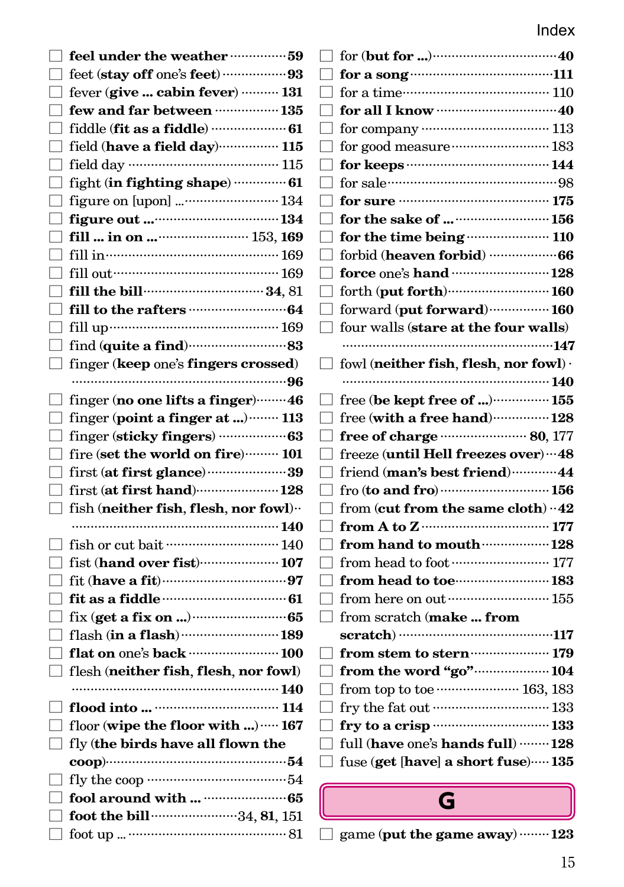- ☐ **feel under the weather** ··· **59**
- ☐ feet (**stay off** one's **feet**) ··· **93**
- ☐ fever (**give ... cabin fever**) ··· **131**
- ☐ **few and far between** ··· **135**
- ☐ fiddle (**fit as a fiddle**) ··· **61**
- ☐ field (**have a field day**) ··· **115**
- ☐ field day ··· 115
- ☐ fight (**in fighting shape**) ··· **61**
- ☐ figure on [upon] ... ··· 134
- ☐ **figure out ...** ··· **134**
- ☐ **fill ... in on ...** ··· 153, **169**
- ☐ fill in ··· 169
- ☐ fill out ··· 169
- ☐ **fill the bill** ··· **34**, 81
- ☐ **fill to the rafters** ··· **64**
- ☐ fill up ··· 169
- ☐ find (**quite a find**) ··· **83**
- ☐ finger (**keep** one's **fingers crossed**) ··· **96**
- ☐ finger (**no one lifts a finger**) ··· **46**
- ☐ finger (**point a finger at ...**) ··· **113**
- ☐ finger (**sticky fingers**) ··· **63**
- ☐ fire (**set the world on fire**) ··· **101**
- ☐ first (**at first glance**) ··· **39**
- ☐ first (**at first hand**) ··· **128**
- ☐ fish (**neither fish**, **flesh**, **nor fowl**) ··· **140**
- ☐ fish or cut bait ··· 140
- ☐ fist (**hand over fist**) ··· **107**
- ☐ fit (**have a fit**) ··· **97**
- ☐ **fit as a fiddle** ··· **61**
- ☐ fix (**get a fix on ...**) ··· **65**
- ☐ flash (**in a flash**) ··· **189**
- ☐ **flat on** one's **back** ··· **100**
- ☐ flesh (**neither fish**, **flesh**, **nor fowl**) ··· **140**
- ☐ **flood into ...** ··· **114**
- ☐ floor (**wipe the floor with ...**) ··· **167**
- ☐ fly (**the birds have all flown the coop**) ··· **54**
- ☐ fly the coop ··· 54
- ☐ **fool around with ...** ··· **65**
- ☐ **foot the bill** ··· 34, **81**, 151
- ☐ foot up ... ··· 81
- ☐ for (**but for ...**) ··· **40**
- ☐ **for a song** ··· **111**
- ☐ for a time ··· 110
- ☐ **for all I know** ··· **40**
- ☐ for company ··· 113
- ☐ for good measure ··· 183
- ☐ **for keeps** ··· **144**
- ☐ for sale ··· 98
- ☐ **for sure** ··· **175**
- ☐ **for the sake of ...** ··· **156**
- ☐ **for the time being** ··· **110**
- ☐ forbid (**heaven forbid**) ··· **66**
- ☐ **force** one's **hand** ··· **128**
- ☐ forth (**put forth**) ··· **160**
- ☐ forward (**put forward**) ··· **160**
- ☐ four walls (**stare at the four walls**) ··· **147**
- ☐ fowl (**neither fish**, **flesh**, **nor fowl**) ··· **140**
- ☐ free (**be kept free of ...**) ··· **155**
- ☐ free (**with a free hand**) ··· **128**
- ☐ **free of charge** ··· **80**, 177
- ☐ freeze (**until Hell freezes over**) ··· **48**
- ☐ friend (**man's best friend**) ··· **44**
- ☐ fro (**to and fro**) ··· **156**
- ☐ from (**cut from the same cloth**) ··· **42**
- ☐ **from A to Z** ··· **177**
- ☐ **from hand to mouth** ··· **128**
- ☐ from head to foot ··· 177
- ☐ **from head to toe** ··· **183**
- ☐ from here on out ··· 155
- ☐ from scratch (**make ... from scratch**) ··· **117**
- ☐ **from stem to stern** ··· **179**
- ☐ **from the word "go"** ··· **104**
- ☐ from top to toe ··· 163, 183
- ☐ fry the fat out ··· 133
- ☐ **fry to a crisp** ··· **133**
- ☐ full (**have** one's **hands full**) ··· **128**
- ☐ fuse (**get** [**have**] **a short fuse**) ··· **135**

## G

- ☐ game (**put the game away**) ··· **123**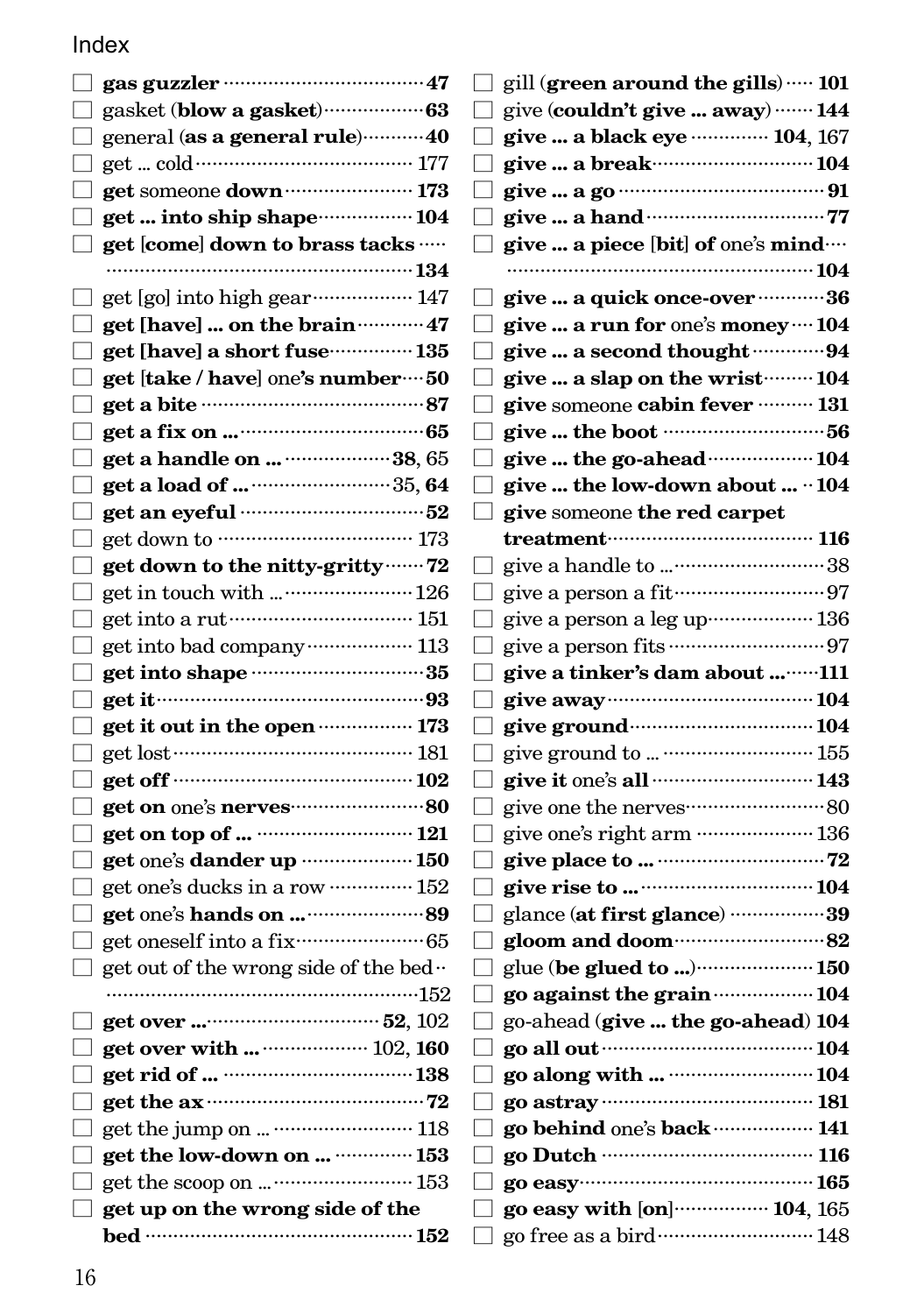# Index

- ☐ **gas guzzler** ······ **47**
- ☐ gasket (**blow a gasket**) ······ **63**
- ☐ general (**as a general rule**) ······ **40**
- ☐ get ... cold ······ 177
- ☐ **get** someone **down** ······ **173**
- ☐ **get ... into ship shape** ······ **104**
- ☐ **get** [**come**] **down to brass tacks** ······ **134**
- ☐ get [go] into high gear ······ 147
- ☐ **get [have] ... on the brain** ······ **47**
- ☐ **get [have] a short fuse** ······ **135**
- ☐ **get** [**take / have**] one**'s number** ······ **50**
- ☐ **get a bite** ······ **87**
- ☐ **get a fix on ...** ······ **65**
- ☐ **get a handle on ...** ······ **38**, 65
- ☐ **get a load of ...** ······ 35, **64**
- ☐ **get an eyeful** ······ **52**
- ☐ get down to ······ 173
- ☐ **get down to the nitty-gritty** ······ **72**
- ☐ get in touch with ... ······ 126
- ☐ get into a rut ······ 151
- ☐ get into bad company ······ 113
- ☐ **get into shape** ······ **35**
- ☐ **get it** ······ **93**
- ☐ **get it out in the open** ······ **173**
- ☐ get lost ······ 181
- ☐ **get off** ······ **102**
- ☐ **get on** one's **nerves** ······ **80**
- ☐ **get on top of ...** ······ **121**
- ☐ **get** one's **dander up** ······ **150**
- ☐ get one's ducks in a row ······ 152
- ☐ **get** one's **hands on ...** ······ **89**
- ☐ get oneself into a fix ······ 65
- ☐ get out of the wrong side of the bed ······ 152
- ☐ **get over ...** ······ **52**, 102
- ☐ **get over with ...** ······ 102, **160**
- ☐ **get rid of ...** ······ **138**
- ☐ **get the ax** ······ **72**
- ☐ get the jump on ... ······ 118
- ☐ **get the low-down on ...** ······ **153**
- ☐ get the scoop on ... ······ 153
- ☐ **get up on the wrong side of the bed** ······ **152**
- ☐ gill (**green around the gills**) ······ **101**
- ☐ give (**couldn't give ... away**) ······ **144**
- ☐ **give ... a black eye** ······ **104**, 167
- ☐ **give ... a break** ······ **104**
- ☐ **give ... a go** ······ **91**
- ☐ **give ... a hand** ······ **77**
- ☐ **give ... a piece** [**bit**] **of** one's **mind** ······ **104**
- ☐ **give ... a quick once-over** ······ **36**
- ☐ **give ... a run for** one's **money** ······ **104**
- ☐ **give ... a second thought** ······ **94**
- ☐ **give ... a slap on the wrist** ······ **104**
- ☐ **give** someone **cabin fever** ······ **131**
- ☐ **give ... the boot** ······ **56**
- ☐ **give ... the go-ahead** ······ **104**
- ☐ **give ... the low-down about ...** ······ **104**
- ☐ **give** someone **the red carpet treatment** ······ **116**
- ☐ give a handle to ... ······ 38
- ☐ give a person a fit ······ 97
- ☐ give a person a leg up ······ 136
- ☐ give a person fits ······ 97
- ☐ **give a tinker's dam about ...** ······ **111**
- ☐ **give away** ······ **104**
- ☐ **give ground** ······ **104**
- ☐ give ground to ... ······ 155
- ☐ **give it** one's **all** ······ **143**
- ☐ give one the nerves ······ 80
- ☐ give one's right arm ······ 136
- ☐ **give place to ...** ······ **72**
- ☐ **give rise to ...** ······ **104**
- ☐ glance (**at first glance**) ······ **39**
- ☐ **gloom and doom** ······ **82**
- ☐ glue (**be glued to ...**) ······ **150**
- ☐ **go against the grain** ······ **104**
- ☐ go-ahead (**give ... the go-ahead**) **104**
- ☐ **go all out** ······ **104**
- ☐ **go along with ...** ······ **104**
- ☐ **go astray** ······ **181**
- ☐ **go behind** one's **back** ······ **141**
- ☐ **go Dutch** ······ **116**
- ☐ **go easy** ······ **165**
- ☐ **go easy with** [**on**] ······ **104**, 165
- ☐ go free as a bird ······ 148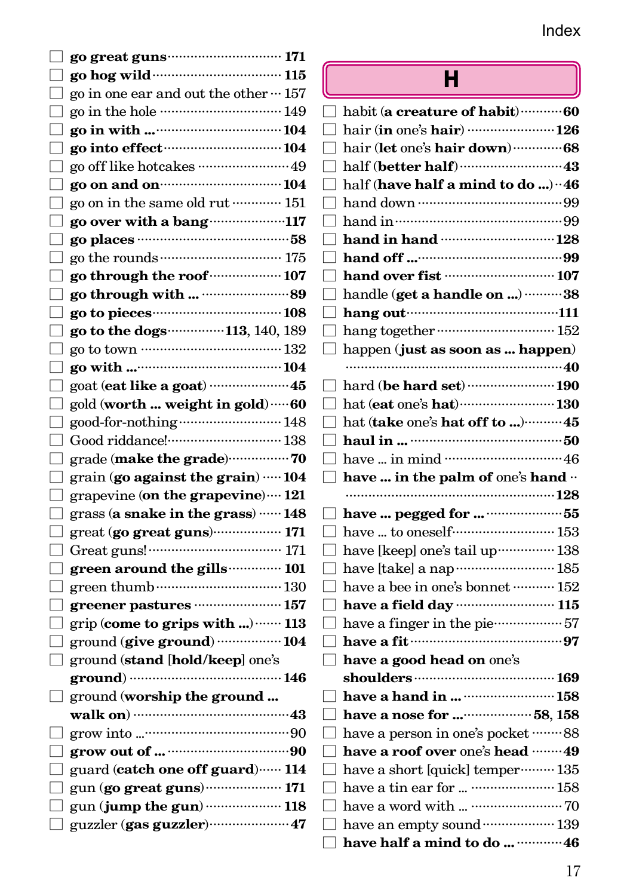- ☐ **go great guns** ··· **171**
- ☐ **go hog wild** ··· **115**
- ☐ go in one ear and out the other ··· 157
- ☐ go in the hole ··· 149
- ☐ **go in with ...** ··· **104**
- ☐ **go into effect** ··· **104**
- ☐ go off like hotcakes ··· 49
- ☐ **go on and on** ··· **104**
- ☐ go on in the same old rut ··· 151
- ☐ **go over with a bang** ··· **117**
- ☐ **go places** ··· **58**
- ☐ go the rounds ··· 175
- ☐ **go through the roof** ··· **107**
- ☐ **go through with ...** ··· **89**
- ☐ **go to pieces** ··· **108**
- ☐ **go to the dogs** ··· **113**, 140, 189
- ☐ go to town ··· 132
- ☐ **go with ...** ··· **104**
- ☐ goat (**eat like a goat**) ··· **45**
- ☐ gold (**worth ... weight in gold**) ··· **60**
- ☐ good-for-nothing ··· 148
- ☐ Good riddance! ··· 138
- ☐ grade (**make the grade**) ··· **70**
- ☐ grain (**go against the grain**) ··· **104**
- ☐ grapevine (**on the grapevine**) ··· **121**
- ☐ grass (**a snake in the grass**) ··· **148**
- ☐ great (**go great guns**) ··· **171**
- ☐ Great guns! ··· 171
- ☐ **green around the gills** ··· **101**
- ☐ green thumb ··· 130
- ☐ **greener pastures** ··· **157**
- ☐ grip (**come to grips with ...**) ··· **113**
- ☐ ground (**give ground**) ··· **104**
- ☐ ground (**stand** [**hold/keep**] one's **ground**) ··· **146**
- ☐ ground (**worship the ground ... walk on**) ··· **43**
- ☐ grow into ... ··· 90
- ☐ **grow out of ...** ··· **90**
- ☐ guard (**catch one off guard**) ··· **114**
- ☐ gun (**go great guns**) ··· **171**
- ☐ gun (**jump the gun**) ··· **118**
- ☐ guzzler (**gas guzzler**) ··· **47**

## H

- ☐ habit (**a creature of habit**) ··· **60**
- ☐ hair (**in** one's **hair**) ··· **126**
- ☐ hair (**let** one's **hair down**) ··· **68**
- ☐ half (**better half**) ··· **43**
- ☐ half (**have half a mind to do ...**) ··· **46**
- ☐ hand down ··· 99
- ☐ hand in ··· 99
- ☐ **hand in hand** ··· **128**
- ☐ **hand off ...** ··· **99**
- ☐ **hand over fist** ··· **107**
- ☐ handle (**get a handle on ...**) ··· **38**
- ☐ **hang out** ··· **111**
- ☐ hang together ··· 152
- ☐ happen (**just as soon as ... happen**) ··· **40**
- ☐ hard (**be hard set**) ··· **190**
- ☐ hat (**eat** one's **hat**) ··· **130**
- ☐ hat (**take** one's **hat off to ...**) ··· **45**
- ☐ **haul in ...** ··· **50**
- ☐ have ... in mind ··· 46
- ☐ **have ... in the palm of** one's **hand** ··· **128**
- ☐ **have ... pegged for ...** ··· **55**
- ☐ have ... to oneself ··· 153
- ☐ have [keep] one's tail up ··· 138
- ☐ have [take] a nap ··· 185
- ☐ have a bee in one's bonnet ··· 152
- ☐ **have a field day** ··· **115**
- ☐ have a finger in the pie ··· 57
- ☐ **have a fit** ··· **97**
- ☐ **have a good head on** one's **shoulders** ··· **169**
- ☐ **have a hand in ...** ··· **158**
- ☐ **have a nose for ...** ··· **58**, **158**
- ☐ have a person in one's pocket ··· 88
- ☐ **have a roof over** one's **head** ··· **49**
- ☐ have a short [quick] temper ··· 135
- ☐ have a tin ear for ... ··· 158
- ☐ have a word with ... ··· 70
- ☐ have an empty sound ··· 139
- ☐ **have half a mind to do ...** ··· **46**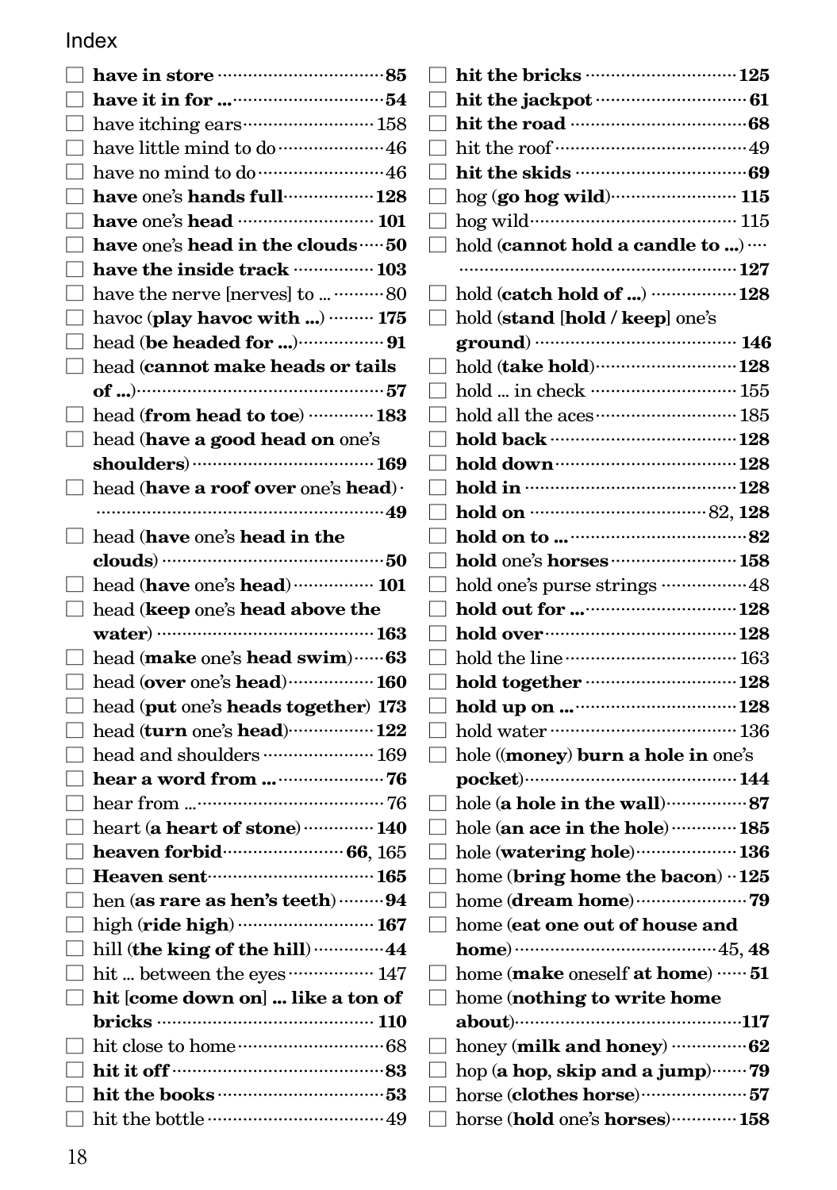Index

- ☐ **have in store** ······ **85**
- ☐ **have it in for ...** ······ **54**
- ☐ have itching ears ······ 158
- ☐ have little mind to do ······ 46
- ☐ have no mind to do ······ 46
- ☐ **have** one's **hands full** ······ **128**
- ☐ **have** one's **head** ······ **101**
- ☐ **have** one's **head in the clouds** ······ **50**
- ☐ **have the inside track** ······ **103**
- ☐ have the nerve [nerves] to ... ······ 80
- ☐ havoc (**play havoc with ...**) ······ **175**
- ☐ head (**be headed for ...**) ······ **91**
- ☐ head (**cannot make heads or tails of ...**) ······ **57**
- ☐ head (**from head to toe**) ······ **183**
- ☐ head (**have a good head on** one's **shoulders**) ······ **169**
- ☐ head (**have a roof over** one's **head**) ······ **49**
- ☐ head (**have** one's **head in the clouds**) ······ **50**
- ☐ head (**have** one's **head**) ······ **101**
- ☐ head (**keep** one's **head above the water**) ······ **163**
- ☐ head (**make** one's **head swim**) ······ **63**
- ☐ head (**over** one's **head**) ······ **160**
- ☐ head (**put** one's **heads together**) **173**
- ☐ head (**turn** one's **head**) ······ **122**
- ☐ head and shoulders ······ 169
- ☐ **hear a word from ...** ······ **76**
- ☐ hear from ... ······ 76
- ☐ heart (**a heart of stone**) ······ **140**
- ☐ **heaven forbid** ······ **66**, 165
- ☐ **Heaven sent** ······ **165**
- ☐ hen (**as rare as hen's teeth**) ······ **94**
- ☐ high (**ride high**) ······ **167**
- ☐ hill (**the king of the hill**) ······ **44**
- ☐ hit ... between the eyes ······ 147
- ☐ **hit [come down on] ... like a ton of bricks** ······ **110**
- ☐ hit close to home ······ 68
- ☐ **hit it off** ······ **83**
- ☐ **hit the books** ······ **53**
- ☐ hit the bottle ······ 49
- ☐ **hit the bricks** ······ **125**
- ☐ **hit the jackpot** ······ **61**
- ☐ **hit the road** ······ **68**
- ☐ hit the roof ······ 49
- ☐ **hit the skids** ······ **69**
- ☐ hog (**go hog wild**) ······ **115**
- ☐ hog wild ······ 115
- ☐ hold (**cannot hold a candle to ...**) ······ **127**
- ☐ hold (**catch hold of ...**) ······ **128**
- ☐ hold (**stand [hold / keep]** one's **ground**) ······ **146**
- ☐ hold (**take hold**) ······ **128**
- ☐ hold ... in check ······ 155
- ☐ hold all the aces ······ 185
- ☐ **hold back** ······ **128**
- ☐ **hold down** ······ **128**
- ☐ **hold in** ······ **128**
- ☐ **hold on** ······ 82, **128**
- ☐ **hold on to ...** ······ **82**
- ☐ **hold** one's **horses** ······ **158**
- ☐ hold one's purse strings ······ 48
- ☐ **hold out for ...** ······ **128**
- ☐ **hold over** ······ **128**
- ☐ hold the line ······ 163
- ☐ **hold together** ······ **128**
- ☐ **hold up on ...** ······ **128**
- ☐ hold water ······ 136
- ☐ hole ((**money**) **burn a hole in** one's **pocket**) ······ **144**
- ☐ hole (**a hole in the wall**) ······ **87**
- ☐ hole (**an ace in the hole**) ······ **185**
- ☐ hole (**watering hole**) ······ **136**
- ☐ home (**bring home the bacon**) ······ **125**
- ☐ home (**dream home**) ······ **79**
- ☐ home (**eat one out of house and home**) ······ 45, **48**
- ☐ home (**make** oneself **at home**) ······ **51**
- ☐ home (**nothing to write home about**) ······ **117**
- ☐ honey (**milk and honey**) ······ **62**
- ☐ hop (**a hop, skip and a jump**) ······ **79**
- ☐ horse (**clothes horse**) ······ **57**
- ☐ horse (**hold** one's **horses**) ······ **158**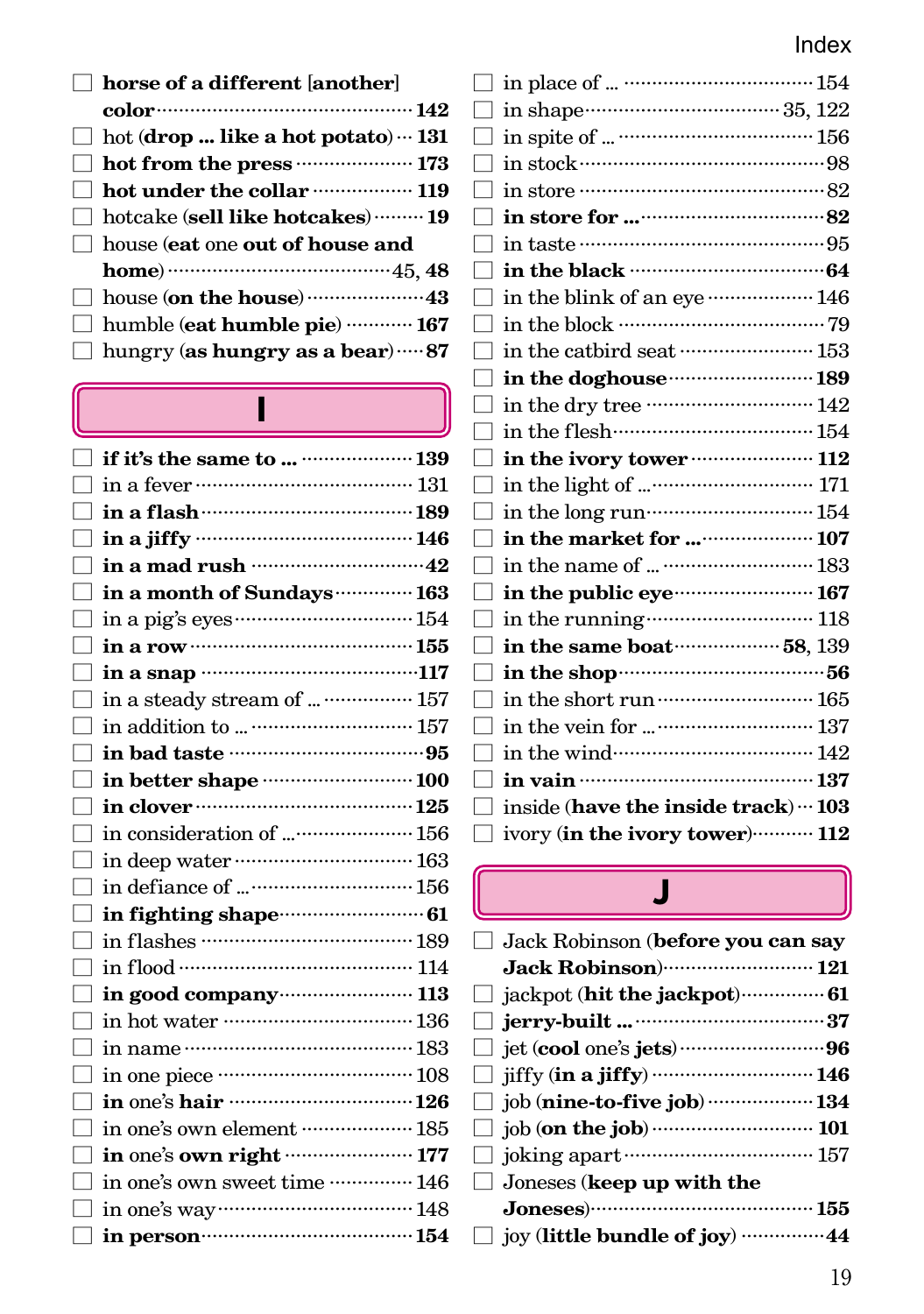- horse of a different [another] color ········ **142**
- hot (**drop ... like a hot potato**) ········ **131**
- **hot from the press** ········ **173**
- **hot under the collar** ········ **119**
- hotcake (**sell like hotcakes**) ········ **19**
- house (**eat one out of house and home**) ········ 45, **48**
- house (**on the house**) ········ **43**
- humble (**eat humble pie**) ········ **167**
- hungry (**as hungry as a bear**) ········ **87**

## I

- **if it's the same to ...** ········ **139**
- in a fever ········ 131
- **in a flash** ········ **189**
- **in a jiffy** ········ **146**
- **in a mad rush** ········ **42**
- **in a month of Sundays** ········ **163**
- in a pig's eyes ········ 154
- **in a row** ········ **155**
- **in a snap** ········ **117**
- in a steady stream of ... ········ 157
- in addition to ... ········ 157
- **in bad taste** ········ **95**
- **in better shape** ········ **100**
- **in clover** ········ **125**
- in consideration of ... ········ 156
- in deep water ········ 163
- in defiance of ... ········ 156
- **in fighting shape** ········ **61**
- in flashes ········ 189
- in flood ········ 114
- **in good company** ········ **113**
- in hot water ········ 136
- in name ········ 183
- in one piece ········ 108
- **in one's hair** ········ **126**
- in one's own element ········ 185
- **in one's own right** ········ **177**
- in one's own sweet time ········ 146
- in one's way ········ 148
- **in person** ········ **154**
- in place of ... ········ 154
- in shape ········ 35, 122
- in spite of ... ········ 156
- in stock ········ 98
- in store ········ 82
- **in store for ...** ········ **82**
- in taste ········ 95
- **in the black** ········ **64**
- in the blink of an eye ········ 146
- in the block ········ 79
- in the catbird seat ········ 153
- **in the doghouse** ········ **189**
- in the dry tree ········ 142
- in the flesh ········ 154
- **in the ivory tower** ········ **112**
- in the light of ... ········ 171
- in the long run ········ 154
- **in the market for ...** ········ **107**
- in the name of ... ········ 183
- **in the public eye** ········ **167**
- in the running ········ 118
- **in the same boat** ········ **58**, 139
- **in the shop** ········ **56**
- in the short run ········ 165
- in the vein for ... ········ 137
- in the wind ········ 142
- **in vain** ········ **137**
- inside (**have the inside track**) ········ **103**
- ivory (**in the ivory tower**) ········ **112**

## J

- Jack Robinson (**before you can say Jack Robinson**) ········ **121**
- jackpot (**hit the jackpot**) ········ **61**
- **jerry-built ...** ········ **37**
- jet (**cool one's jets**) ········ **96**
- jiffy (**in a jiffy**) ········ **146**
- job (**nine-to-five job**) ········ **134**
- job (**on the job**) ········ **101**
- joking apart ········ 157
- Joneses (**keep up with the Joneses**) ········ **155**
- joy (**little bundle of joy**) ········ **44**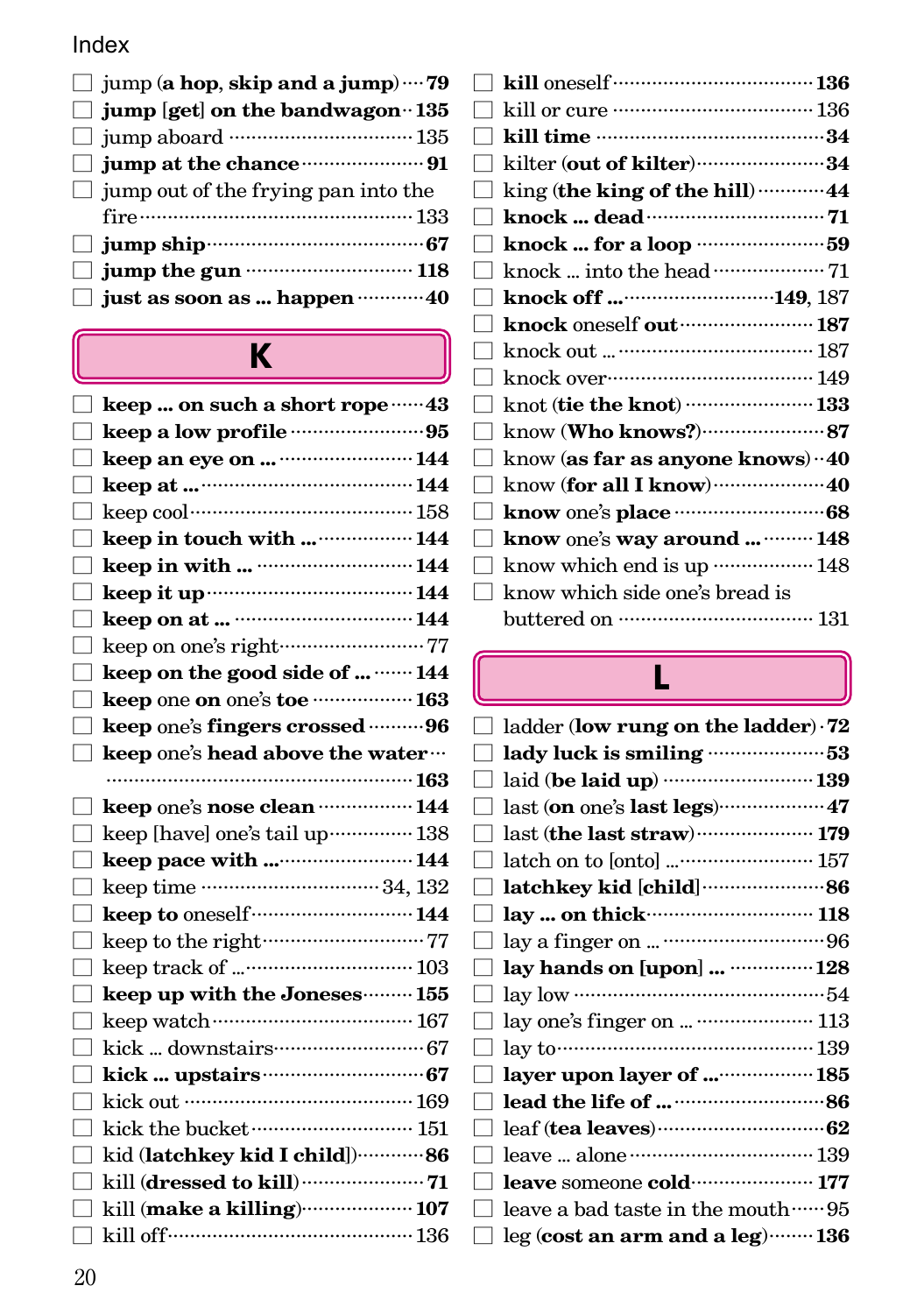Index

- ☐ jump (**a hop, skip and a jump**) ···· **79**
- ☐ **jump** [**get**] **on the bandwagon** ·· **135**
- ☐ jump aboard ···························· 135
- ☐ **jump at the chance** ···················· **91**
- ☐ jump out of the frying pan into the fire ···························· 133
- ☐ **jump ship** ···························· **67**
- ☐ **jump the gun** ························ **118**
- ☐ **just as soon as ... happen** ··········· **40**

## K

- ☐ **keep ... on such a short rope** ······ **43**
- ☐ **keep a low profile** ···················· **95**
- ☐ **keep an eye on ...** ···················· **144**
- ☐ **keep at ...** ···························· **144**
- ☐ keep cool ···························· 158
- ☐ **keep in touch with ...** ················ **144**
- ☐ **keep in with ...** ······················ **144**
- ☐ **keep it up** ···························· **144**
- ☐ **keep on at ...** ························ **144**
- ☐ keep on one's right ···················· 77
- ☐ **keep on the good side of ...** ······· **144**
- ☐ **keep** one **on** one's **toe** ················ **163**
- ☐ **keep** one's **fingers crossed** ·········· **96**
- ☐ **keep** one's **head above the water** ···························· **163**
- ☐ **keep** one's **nose clean** ················ **144**
- ☐ keep [have] one's tail up ·············· 138
- ☐ **keep pace with ...** ···················· **144**
- ☐ keep time ···························· 34, 132
- ☐ **keep to** oneself ························ **144**
- ☐ keep to the right ························ 77
- ☐ keep track of ... ························ 103
- ☐ **keep up with the Joneses** ············ **155**
- ☐ keep watch ···························· 167
- ☐ kick ... downstairs ······················ 67
- ☐ **kick ... upstairs** ······················ **67**
- ☐ kick out ································ 169
- ☐ kick the bucket ························ 151
- ☐ kid (**latchkey kid** [**child**]) ············ **86**
- ☐ kill (**dressed to kill**) ·················· **71**
- ☐ kill (**make a killing**) ·················· **107**
- ☐ kill off ································ 136
- ☐ **kill** oneself ···························· **136**
- ☐ kill or cure ···························· 136
- ☐ **kill time** ······························ **34**
- ☐ kilter (**out of kilter**) ·················· **34**
- ☐ king (**the king of the hill**) ············ **44**
- ☐ **knock ... dead** ························ **71**
- ☐ **knock ... for a loop** ·················· **59**
- ☐ knock ... into the head ················ 71
- ☐ **knock off ...** ························ **149**, 187
- ☐ **knock** oneself **out** ···················· **187**
- ☐ knock out ... ·························· 187
- ☐ knock over ···························· 149
- ☐ knot (**tie the knot**) ···················· **133**
- ☐ know (**Who knows?**) ···················· **87**
- ☐ know (**as far as anyone knows**) ·· **40**
- ☐ know (**for all I know**) ················ **40**
- ☐ **know** one's **place** ···················· **68**
- ☐ **know** one's **way around ...** ·········· **148**
- ☐ know which end is up ················ 148
- ☐ know which side one's bread is buttered on ···························· 131

## L

- ☐ ladder (**low rung on the ladder**) · **72**
- ☐ **lady luck is smiling** ·················· **53**
- ☐ laid (**be laid up**) ······················ **139**
- ☐ last (**on** one's **last legs**) ·············· **47**
- ☐ last (**the last straw**) ·················· **179**
- ☐ latch on to [onto] ... ·················· 157
- ☐ **latchkey kid** [**child**] ·················· **86**
- ☐ **lay ... on thick** ························ **118**
- ☐ lay a finger on ... ······················ 96
- ☐ **lay hands on** [**upon**] **...** ············ **128**
- ☐ lay low ································ 54
- ☐ lay one's finger on ... ·················· 113
- ☐ lay to ································ 139
- ☐ **layer upon layer of ...** ················ **185**
- ☐ **lead the life of ...** ···················· **86**
- ☐ leaf (**tea leaves**) ······················ **62**
- ☐ leave ... alone ·························· 139
- ☐ **leave** someone **cold** ·················· **177**
- ☐ leave a bad taste in the mouth ······ 95
- ☐ leg (**cost an arm and a leg**) ········ **136**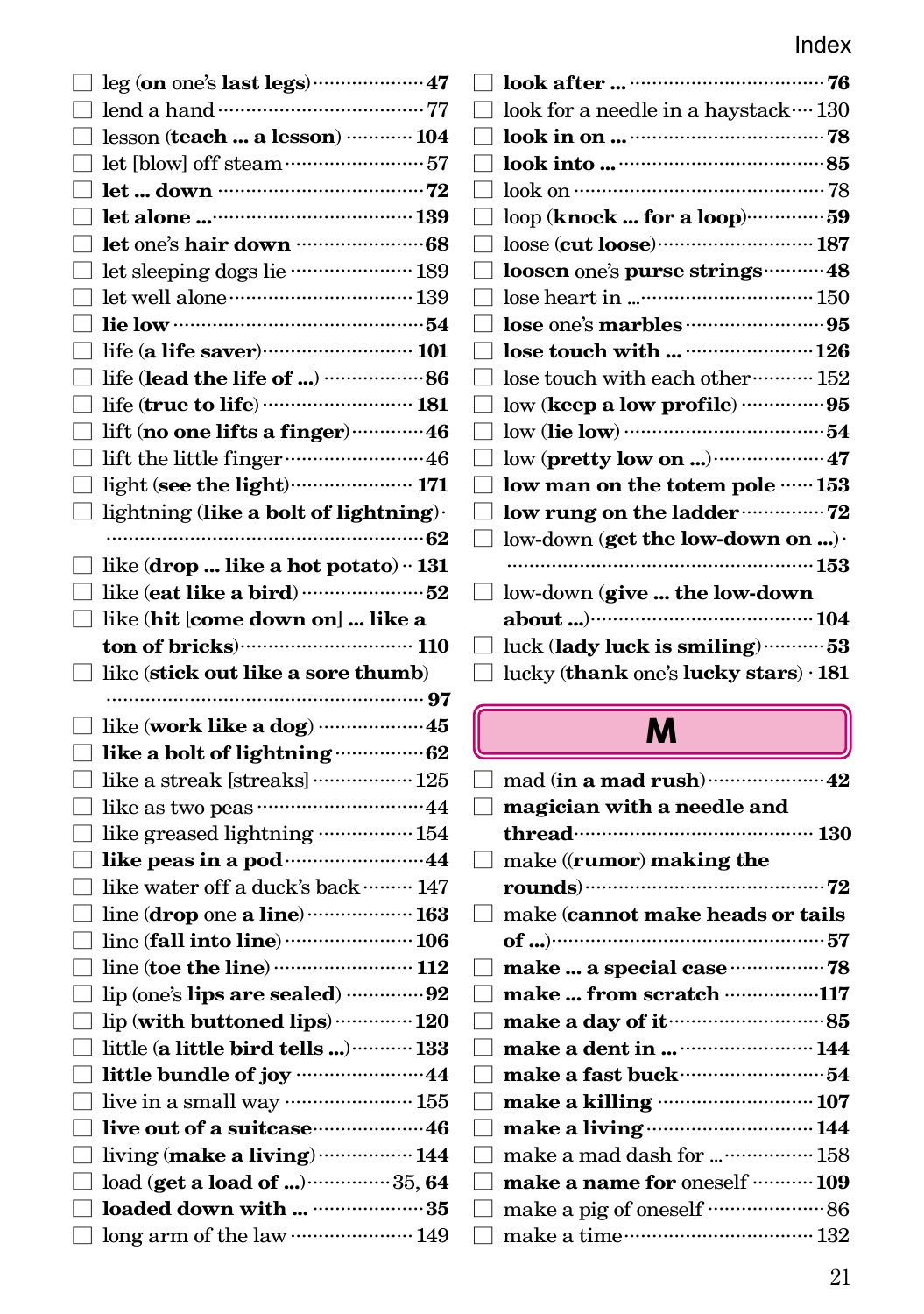- ☐ leg (**on** one's **last legs**) ··· **47**
- ☐ lend a hand ··· 77
- ☐ lesson (**teach ... a lesson**) ··· **104**
- ☐ let [blow] off steam ··· 57
- ☐ **let ... down** ··· **72**
- ☐ **let alone ...** ··· **139**
- ☐ **let** one's **hair down** ··· **68**
- ☐ let sleeping dogs lie ··· 189
- ☐ let well alone ··· 139
- ☐ **lie low** ··· **54**
- ☐ life (**a life saver**) ··· **101**
- ☐ life (**lead the life of ...**) ··· **86**
- ☐ life (**true to life**) ··· **181**
- ☐ lift (**no one lifts a finger**) ··· **46**
- ☐ lift the little finger ··· 46
- ☐ light (**see the light**) ··· **171**
- ☐ lightning (**like a bolt of lightning**) ··· **62**
- ☐ like (**drop ... like a hot potato**) ··· **131**
- ☐ like (**eat like a bird**) ··· **52**
- ☐ like (**hit [come down on] ... like a ton of bricks**) ··· **110**
- ☐ like (**stick out like a sore thumb**) ··· **97**
- ☐ like (**work like a dog**) ··· **45**
- ☐ **like a bolt of lightning** ··· **62**
- ☐ like a streak [streaks] ··· 125
- ☐ like as two peas ··· 44
- ☐ like greased lightning ··· 154
- ☐ **like peas in a pod** ··· **44**
- ☐ like water off a duck's back ··· 147
- ☐ line (**drop** one **a line**) ··· **163**
- ☐ line (**fall into line**) ··· **106**
- ☐ line (**toe the line**) ··· **112**
- ☐ lip (one's **lips are sealed**) ··· **92**
- ☐ lip (**with buttoned lips**) ··· **120**
- ☐ little (**a little bird tells ...**) ··· **133**
- ☐ **little bundle of joy** ··· **44**
- ☐ live in a small way ··· 155
- ☐ **live out of a suitcase** ··· **46**
- ☐ living (**make a living**) ··· **144**
- ☐ load (**get a load of ...**) ··· 35, **64**
- ☐ **loaded down with ...** ··· **35**
- ☐ long arm of the law ··· 149
- ☐ **look after ...** ··· **76**
- ☐ look for a needle in a haystack ··· 130
- ☐ **look in on ...** ··· **78**
- ☐ **look into ...** ··· **85**
- ☐ look on ··· 78
- ☐ loop (**knock ... for a loop**) ··· **59**
- ☐ loose (**cut loose**) ··· **187**
- ☐ **loosen** one's **purse strings** ··· **48**
- ☐ lose heart in ... ··· 150
- ☐ **lose** one's **marbles** ··· **95**
- ☐ **lose touch with ...** ··· **126**
- ☐ lose touch with each other ··· 152
- ☐ low (**keep a low profile**) ··· **95**
- ☐ low (**lie low**) ··· **54**
- ☐ low (**pretty low on ...**) ··· **47**
- ☐ **low man on the totem pole** ··· **153**
- ☐ **low rung on the ladder** ··· **72**
- ☐ low-down (**get the low-down on ...**) ··· **153**
- ☐ low-down (**give ... the low-down about ...**) ··· **104**
- ☐ luck (**lady luck is smiling**) ··· **53**
- ☐ lucky (**thank** one's **lucky stars**) ··· **181**

## M

- ☐ mad (**in a mad rush**) ··· **42**
- ☐ **magician with a needle and thread** ··· **130**
- ☐ make ((**rumor**) **making the rounds**) ··· **72**
- ☐ make (**cannot make heads or tails of ...**) ··· **57**
- ☐ **make ... a special case** ··· **78**
- ☐ **make ... from scratch** ··· **117**
- ☐ **make a day of it** ··· **85**
- ☐ **make a dent in ...** ··· **144**
- ☐ **make a fast buck** ··· **54**
- ☐ **make a killing** ··· **107**
- ☐ **make a living** ··· **144**
- ☐ make a mad dash for ... ··· 158
- ☐ **make a name for** oneself ··· **109**
- ☐ make a pig of oneself ··· 86
- ☐ make a time ··· 132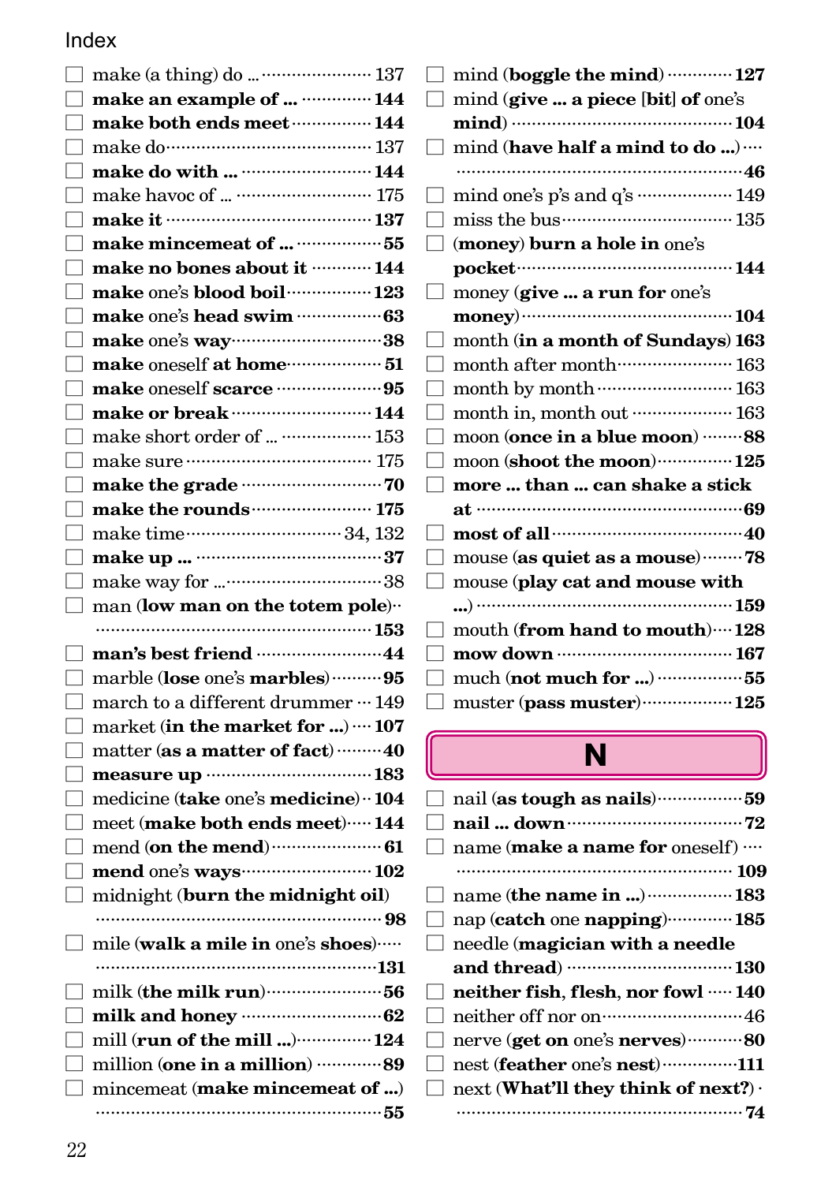Index

- make (a thing) do … 137
- **make an example of …** 144
- **make both ends meet** 144
- make do 137
- **make do with …** 144
- make havoc of … 175
- **make it** 137
- **make mincemeat of …** 55
- **make no bones about it** 144
- **make** one's **blood boil** 123
- **make** one's **head swim** 63
- **make** one's **way** 38
- **make** oneself **at home** 51
- **make** oneself **scarce** 95
- **make or break** 144
- make short order of … 153
- make sure 175
- **make the grade** 70
- **make the rounds** 175
- make time 34, 132
- **make up …** 37
- make way for … 38
- man (**low man on the totem pole**) 153
- **man's best friend** 44
- marble (**lose** one's **marbles**) 95
- march to a different drummer 149
- market (**in the market for …**) 107
- matter (**as a matter of fact**) 40
- **measure up** 183
- medicine (**take** one's **medicine**) 104
- meet (**make both ends meet**) 144
- mend (**on the mend**) 61
- **mend** one's **ways** 102
- midnight (**burn the midnight oil**) 98
- mile (**walk a mile in** one's **shoes**) 131
- milk (**the milk run**) 56
- **milk and honey** 62
- mill (**run of the mill …**) 124
- million (**one in a million**) 89
- mincemeat (**make mincemeat of …**) 55
- mind (**boggle the mind**) 127
- mind (**give … a piece** [**bit**] **of** one's **mind**) 104
- mind (**have half a mind to do …**) 46
- mind one's p's and q's 149
- miss the bus 135
- (**money**) **burn a hole in** one's **pocket** 144
- money (**give … a run for** one's **money**) 104
- month (**in a month of Sundays**) 163
- month after month 163
- month by month 163
- month in, month out 163
- moon (**once in a blue moon**) 88
- moon (**shoot the moon**) 125
- **more … than … can shake a stick at** 69
- **most of all** 40
- mouse (**as quiet as a mouse**) 78
- mouse (**play cat and mouse with …**) 159
- mouth (**from hand to mouth**) 128
- **mow down** 167
- much (**not much for …**) 55
- muster (**pass muster**) 125

## N

- nail (**as tough as nails**) 59
- **nail … down** 72
- name (**make a name for** oneself) 109
- name (**the name in …**) 183
- nap (**catch** one **napping**) 185
- needle (**magician with a needle and thread**) 130
- **neither fish, flesh, nor fowl** 140
- neither off nor on 46
- nerve (**get on** one's **nerves**) 80
- nest (**feather** one's **nest**) 111
- next (**What'll they think of next?**) 74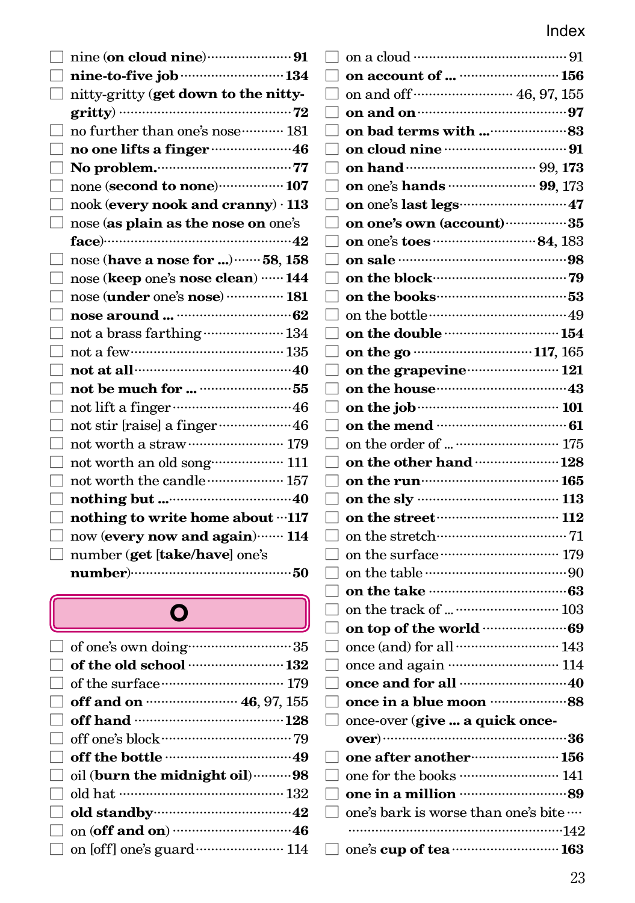- ☐ nine (**on cloud nine**) ······ **91**
- ☐ **nine-to-five job** ······ **134**
- ☐ nitty-gritty (**get down to the nitty-gritty**) ······ **72**
- ☐ no further than one's nose ······ 181
- ☐ **no one lifts a finger** ······ **46**
- ☐ **No problem.** ······ **77**
- ☐ none (**second to none**) ······ **107**
- ☐ nook (**every nook and cranny**) · **113**
- ☐ nose (**as plain as the nose on** one's **face**) ······ **42**
- ☐ nose (**have a nose for ...**) ······ **58, 158**
- ☐ nose (**keep** one's **nose clean**) ······ **144**
- ☐ nose (**under** one's **nose**) ······ **181**
- ☐ **nose around ...** ······ **62**
- ☐ not a brass farthing ······ 134
- ☐ not a few ······ 135
- ☐ **not at all** ······ **40**
- ☐ **not be much for ...** ······ **55**
- ☐ not lift a finger ······ 46
- ☐ not stir [raise] a finger ······ 46
- ☐ not worth a straw ······ 179
- ☐ not worth an old song ······ 111
- ☐ not worth the candle ······ 157
- ☐ **nothing but ...** ······ **40**
- ☐ **nothing to write home about** ······ **117**
- ☐ now (**every now and again**) ······ **114**
- ☐ number (**get [take/have]** one's **number**) ······ **50**

## O

- ☐ of one's own doing ······ 35
- ☐ **of the old school** ······ **132**
- ☐ of the surface ······ 179
- ☐ **off and on** ······ **46**, 97, 155
- ☐ **off hand** ······ **128**
- ☐ off one's block ······ 79
- ☐ **off the bottle** ······ **49**
- ☐ oil (**burn the midnight oil**) ······ **98**
- ☐ old hat ······ 132
- ☐ **old standby** ······ **42**
- ☐ on (**off and on**) ······ **46**
- ☐ on [off] one's guard ······ 114
- ☐ on a cloud ······ 91
- ☐ **on account of ...** ······ **156**
- ☐ on and off ······ 46, 97, 155
- ☐ **on and on** ······ **97**
- ☐ **on bad terms with ...** ······ **83**
- ☐ **on cloud nine** ······ **91**
- ☐ **on hand** ······ 99, **173**
- ☐ **on** one's **hands** ······ **99**, 173
- ☐ **on** one's **last legs** ······ **47**
- ☐ **on one's own (account)** ······ **35**
- ☐ **on** one's **toes** ······ **84**, 183
- ☐ **on sale** ······ **98**
- ☐ **on the block** ······ **79**
- ☐ **on the books** ······ **53**
- ☐ on the bottle ······ 49
- ☐ **on the double** ······ **154**
- ☐ **on the go** ······ **117**, 165
- ☐ **on the grapevine** ······ **121**
- ☐ **on the house** ······ **43**
- ☐ **on the job** ······ **101**
- ☐ **on the mend** ······ **61**
- ☐ on the order of ... ······ 175
- ☐ **on the other hand** ······ **128**
- ☐ **on the run** ······ **165**
- ☐ **on the sly** ······ **113**
- ☐ **on the street** ······ **112**
- ☐ on the stretch ······ 71
- ☐ on the surface ······ 179
- ☐ on the table ······ 90
- ☐ **on the take** ······ **63**
- ☐ on the track of ... ······ 103
- ☐ **on top of the world** ······ **69**
- ☐ once (and) for all ······ 143
- ☐ once and again ······ 114
- ☐ **once and for all** ······ **40**
- ☐ **once in a blue moon** ······ **88**
- ☐ once-over (**give ... a quick once-over**) ······ **36**
- ☐ **one after another** ······ **156**
- ☐ one for the books ······ 141
- ☐ **one in a million** ······ **89**
- ☐ one's bark is worse than one's bite ······ 142
- ☐ one's **cup of tea** ······ **163**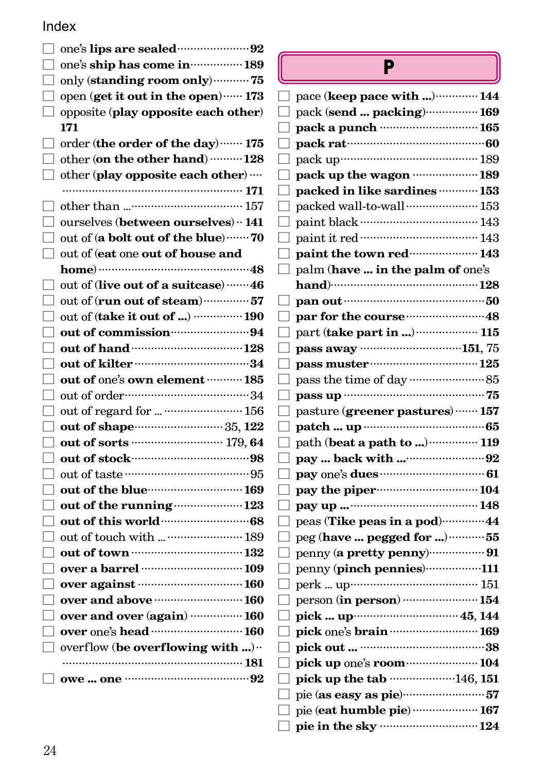Index

- ☐ one's **lips are sealed** ····· **92**
- ☐ one's **ship has come in** ····· **189**
- ☐ only (**standing room only**) ····· **75**
- ☐ open (**get it out in the open**) ····· **173**
- ☐ opposite (**play opposite each other**) **171**
- ☐ order (**the order of the day**) ····· **175**
- ☐ other (**on the other hand**) ····· **128**
- ☐ other (**play opposite each other**) ····· **171**
- ☐ other than ... ····· 157
- ☐ ourselves (**between ourselves**) ····· **141**
- ☐ out of (**a bolt out of the blue**) ····· **70**
- ☐ out of (**eat one out of house and home**) ····· **48**
- ☐ out of (**live out of a suitcase**) ····· **46**
- ☐ out of (**run out of steam**) ····· **57**
- ☐ out of (**take it out of ...**) ····· **190**
- ☐ **out of commission** ····· **94**
- ☐ **out of hand** ····· **128**
- ☐ **out of kilter** ····· **34**
- ☐ **out of** one's **own element** ····· **185**
- ☐ out of order ····· 34
- ☐ out of regard for ... ····· 156
- ☐ **out of shape** ····· 35, **122**
- ☐ **out of sorts** ····· 179, **64**
- ☐ **out of stock** ····· **98**
- ☐ out of taste ····· 95
- ☐ **out of the blue** ····· **169**
- ☐ **out of the running** ····· **123**
- ☐ **out of this world** ····· **68**
- ☐ out of touch with ... ····· 189
- ☐ **out of town** ····· **132**
- ☐ **over a barrel** ····· **109**
- ☐ **over against** ····· **160**
- ☐ **over and above** ····· **160**
- ☐ **over and over** (**again**) ····· **160**
- ☐ **over** one's **head** ····· **160**
- ☐ overflow (**be overflowing with ...**) ····· **181**
- ☐ **owe ... one** ····· **92**

## P

- ☐ pace (**keep pace with ...**) ····· **144**
- ☐ pack (**send ... packing**) ····· **169**
- ☐ **pack a punch** ····· **165**
- ☐ **pack rat** ····· **60**
- ☐ pack up ····· 189
- ☐ **pack up the wagon** ····· **189**
- ☐ **packed in like sardines** ····· **153**
- ☐ packed wall-to-wall ····· 153
- ☐ paint black ····· 143
- ☐ paint it red ····· 143
- ☐ **paint the town red** ····· **143**
- ☐ palm (**have ... in the palm of** one's **hand**) ····· **128**
- ☐ **pan out** ····· **50**
- ☐ **par for the course** ····· **48**
- ☐ part (**take part in ...**) ····· **115**
- ☐ **pass away** ····· **151**, 75
- ☐ **pass muster** ····· **125**
- ☐ pass the time of day ····· 85
- ☐ **pass up** ····· **75**
- ☐ pasture (**greener pastures**) ····· **157**
- ☐ **patch ... up** ····· **65**
- ☐ path (**beat a path to ...**) ····· **119**
- ☐ **pay ... back with ...** ····· **92**
- ☐ **pay** one's **dues** ····· **61**
- ☐ **pay the piper** ····· **104**
- ☐ **pay up ...** ····· **148**
- ☐ peas (**Tike peas in a pod**) ····· **44**
- ☐ peg (**have ... pegged for ...**) ····· **55**
- ☐ penny (**a pretty penny**) ····· **91**
- ☐ penny (**pinch pennies**) ····· **111**
- ☐ perk ... up ····· 151
- ☐ person (**in person**) ····· **154**
- ☐ **pick ... up** ····· **45**, **144**
- ☐ **pick** one's **brain** ····· **169**
- ☐ **pick out ...** ····· **38**
- ☐ **pick up** one's **room** ····· **104**
- ☐ **pick up the tab** ····· 146, **151**
- ☐ pie (**as easy as pie**) ····· **57**
- ☐ pie (**eat humble pie**) ····· **167**
- ☐ **pie in the sky** ····· **124**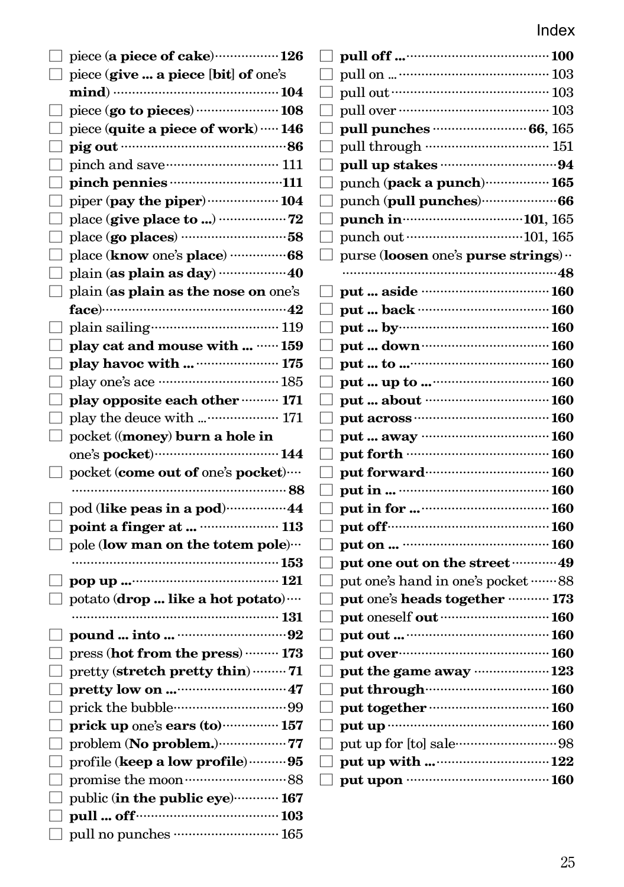- ☐ piece (**a piece of cake**) **126**
- ☐ piece (**give ... a piece** [**bit**] **of** one's **mind**) **104**
- ☐ piece (**go to pieces**) **108**
- ☐ piece (**quite a piece of work**) **146**
- ☐ **pig out** **86**
- ☐ pinch and save 111
- ☐ **pinch pennies** **111**
- ☐ piper (**pay the piper**) **104**
- ☐ place (**give place to ...**) **72**
- ☐ place (**go places**) **58**
- ☐ place (**know** one's **place**) **68**
- ☐ plain (**as plain as day**) **40**
- ☐ plain (**as plain as the nose on** one's **face**) **42**
- ☐ plain sailing 119
- ☐ **play cat and mouse with ...** **159**
- ☐ **play havoc with ...** **175**
- ☐ play one's ace 185
- ☐ **play opposite each other** **171**
- ☐ play the deuce with ... 171
- ☐ pocket ((**money**) **burn a hole in** one's **pocket**) **144**
- ☐ pocket (**come out of** one's **pocket**) **88**
- ☐ pod (**like peas in a pod**) **44**
- ☐ **point a finger at ...** **113**
- ☐ pole (**low man on the totem pole**) **153**
- ☐ **pop up ...** **121**
- ☐ potato (**drop ... like a hot potato**) **131**
- ☐ **pound ... into ...** **92**
- ☐ press (**hot from the press**) **173**
- ☐ pretty (**stretch pretty thin**) **71**
- ☐ **pretty low on ...** **47**
- ☐ prick the bubble 99
- ☐ **prick up** one's **ears (to)** **157**
- ☐ problem (**No problem.**) **77**
- ☐ profile (**keep a low profile**) **95**
- ☐ promise the moon 88
- ☐ public (**in the public eye**) **167**
- ☐ **pull ... off** **103**
- ☐ pull no punches 165
- ☐ **pull off ...** **100**
- ☐ pull on ... 103
- ☐ pull out 103
- ☐ pull over 103
- ☐ **pull punches** **66**, 165
- ☐ pull through 151
- ☐ **pull up stakes** **94**
- ☐ punch (**pack a punch**) **165**
- ☐ punch (**pull punches**) **66**
- ☐ **punch in** **101**, 165
- ☐ punch out 101, 165
- ☐ purse (**loosen** one's **purse strings**) **48**
- ☐ **put ... aside** **160**
- ☐ **put ... back** **160**
- ☐ **put ... by** **160**
- ☐ **put ... down** **160**
- ☐ **put ... to ...** **160**
- ☐ **put ... up to ...** **160**
- ☐ **put ... about** **160**
- ☐ **put across** **160**
- ☐ **put ... away** **160**
- ☐ **put forth** **160**
- ☐ **put forward** **160**
- ☐ **put in ...** **160**
- ☐ **put in for ...** **160**
- ☐ **put off** **160**
- ☐ **put on ...** **160**
- ☐ **put one out on the street** **49**
- ☐ put one's hand in one's pocket 88
- ☐ **put** one's **heads together** **173**
- ☐ **put** oneself **out** **160**
- ☐ **put out ...** **160**
- ☐ **put over** **160**
- ☐ **put the game away** **123**
- ☐ **put through** **160**
- ☐ **put together** **160**
- ☐ **put up** **160**
- ☐ put up for [to] sale 98
- ☐ **put up with ...** **122**
- ☐ **put upon** **160**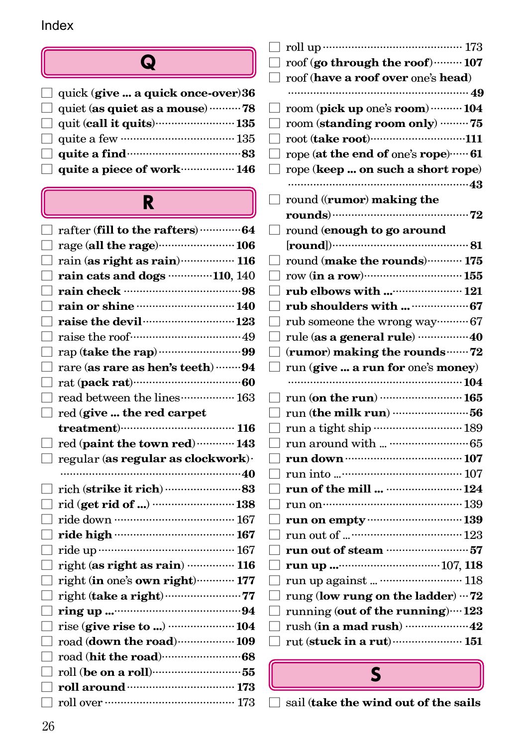Index

## Q

- ☐ quick (**give ... a quick once-over**) **36**
- ☐ quiet (**as quiet as a mouse**) **78**
- ☐ quit (**call it quits**) 135
- ☐ quite a few 135
- ☐ **quite a find** **83**
- ☐ **quite a piece of work** **146**

## R

- ☐ rafter (**fill to the rafters**) **64**
- ☐ rage (**all the rage**) **106**
- ☐ rain (**as right as rain**) **116**
- ☐ **rain cats and dogs** **110**, 140
- ☐ **rain check** **98**
- ☐ **rain or shine** **140**
- ☐ **raise the devil** **123**
- ☐ raise the roof 49
- ☐ rap (**take the rap**) **99**
- ☐ rare (**as rare as hen's teeth**) **94**
- ☐ rat (**pack rat**) **60**
- ☐ read between the lines 163
- ☐ red (**give ... the red carpet treatment**) **116**
- ☐ red (**paint the town red**) **143**
- ☐ regular (**as regular as clockwork**) **40**
- ☐ rich (**strike it rich**) **83**
- ☐ rid (**get rid of ...**) **138**
- ☐ ride down 167
- ☐ **ride high** **167**
- ☐ ride up 167
- ☐ right (**as right as rain**) **116**
- ☐ right (**in** one's **own right**) **177**
- ☐ right (**take a right**) **77**
- ☐ **ring up ...** **94**
- ☐ rise (**give rise to ...**) **104**
- ☐ road (**down the road**) **109**
- ☐ road (**hit the road**) **68**
- ☐ roll (**be on a roll**) **55**
- ☐ **roll around** **173**
- ☐ roll over 173
- ☐ roll up 173
- ☐ roof (**go through the roof**) **107**
- ☐ roof (**have a roof over** one's **head**) **49**
- ☐ room (**pick up** one's **room**) **104**
- ☐ room (**standing room only**) **75**
- ☐ root (**take root**) **111**
- ☐ rope (**at the end of** one's **rope**) **61**
- ☐ rope (**keep ... on such a short rope**) **43**
- ☐ round ((**rumor**) **making the rounds**) **72**
- ☐ round (**enough to go around [round]**) **81**
- ☐ round (**make the rounds**) **175**
- ☐ row (**in a row**) **155**
- ☐ **rub elbows with ...** **121**
- ☐ **rub shoulders with ...** **67**
- ☐ rub someone the wrong way 67
- ☐ rule (**as a general rule**) **40**
- ☐ (**rumor**) **making the rounds** **72**
- ☐ run (**give ... a run for** one's **money**) **104**
- ☐ run (**on the run**) **165**
- ☐ run (**the milk run**) **56**
- ☐ run a tight ship 189
- ☐ run around with ... 65
- ☐ **run down** **107**
- ☐ run into ... 107
- ☐ **run of the mill ...** **124**
- ☐ run on 139
- ☐ **run on empty** **139**
- ☐ run out of ... 123
- ☐ **run out of steam** **57**
- ☐ **run up ...** 107, **118**
- ☐ run up against ... 118
- ☐ rung (**low rung on the ladder**) **72**
- ☐ running (**out of the running**) **123**
- ☐ rush (**in a mad rush**) **42**
- ☐ rut (**stuck in a rut**) **151**

## S

- ☐ sail (**take the wind out of the sails**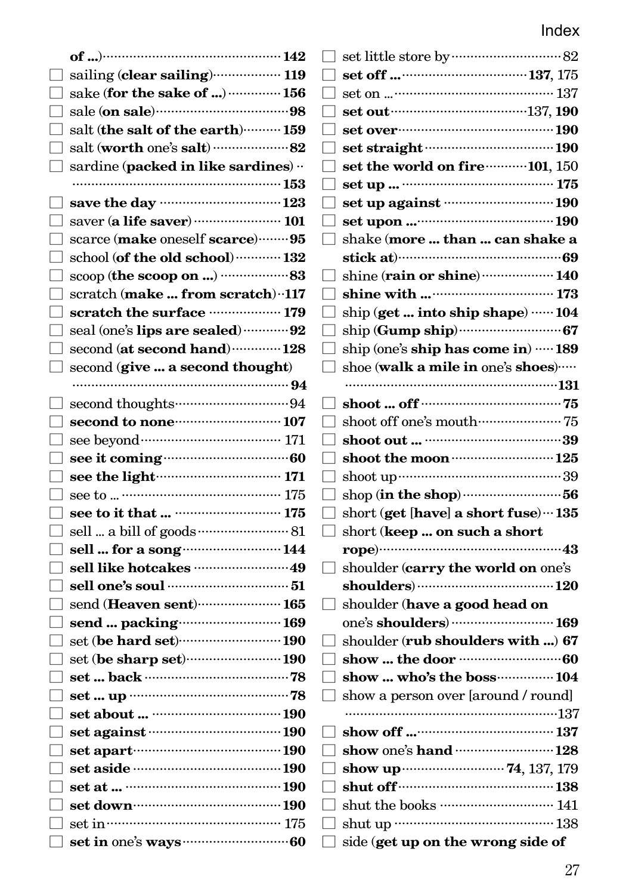- of ...) ··· **142**
- ☐ sailing (**clear sailing**) ··· **119**
- ☐ sake (**for the sake of ...**) ··· **156**
- ☐ sale (**on sale**) ··· **98**
- ☐ salt (**the salt of the earth**) ··· **159**
- ☐ salt (**worth** one's **salt**) ··· **82**
- ☐ sardine (**packed in like sardines**) ··· **153**
- ☐ **save the day** ··· **123**
- ☐ saver (**a life saver**) ··· **101**
- ☐ scarce (**make** oneself **scarce**) ··· **95**
- ☐ school (**of the old school**) ··· **132**
- ☐ scoop (**the scoop on ...**) ··· **83**
- ☐ scratch (**make ... from scratch**) ··· **117**
- ☐ **scratch the surface** ··· **179**
- ☐ seal (one's **lips are sealed**) ··· **92**
- ☐ second (**at second hand**) ··· **128**
- ☐ second (**give ... a second thought**) ··· **94**
- ☐ second thoughts ··· 94
- ☐ **second to none** ··· **107**
- ☐ see beyond ··· 171
- ☐ **see it coming** ··· **60**
- ☐ **see the light** ··· **171**
- ☐ see to ... ··· 175
- ☐ **see to it that ...** ··· **175**
- ☐ sell ... a bill of goods ··· 81
- ☐ **sell ... for a song** ··· **144**
- ☐ **sell like hotcakes** ··· **49**
- ☐ **sell one's soul** ··· **51**
- ☐ send (**Heaven sent**) ··· **165**
- ☐ **send ... packing** ··· **169**
- ☐ set (**be hard set**) ··· **190**
- ☐ set (**be sharp set**) ··· **190**
- ☐ **set ... back** ··· **78**
- ☐ **set ... up** ··· **78**
- ☐ **set about ...** ··· **190**
- ☐ **set against** ··· **190**
- ☐ **set apart** ··· **190**
- ☐ **set aside** ··· **190**
- ☐ **set at ...** ··· **190**
- ☐ **set down** ··· **190**
- ☐ set in ··· 175
- ☐ **set in** one's **ways** ··· **60**
- ☐ set little store by ··· 82
- ☐ **set off ...** ··· **137**, 175
- ☐ set on ... ··· 137
- ☐ **set out** ··· 137, **190**
- ☐ **set over** ··· **190**
- ☐ **set straight** ··· **190**
- ☐ **set the world on fire** ··· **101**, 150
- ☐ **set up ...** ··· **175**
- ☐ **set up against** ··· **190**
- ☐ **set upon ...** ··· **190**
- ☐ shake (**more ... than ... can shake a stick at**) ··· **69**
- ☐ shine (**rain or shine**) ··· **140**
- ☐ **shine with ...** ··· **173**
- ☐ ship (**get ... into ship shape**) ··· **104**
- ☐ ship (**Gump ship**) ··· **67**
- ☐ ship (one's **ship has come in**) ··· **189**
- ☐ shoe (**walk a mile in** one's **shoes**) ··· **131**
- ☐ **shoot ... off** ··· **75**
- ☐ shoot off one's mouth ··· 75
- ☐ **shoot out ...** ··· **39**
- ☐ **shoot the moon** ··· **125**
- ☐ shoot up ··· 39
- ☐ shop (**in the shop**) ··· **56**
- ☐ short (**get** [**have**] **a short fuse**) ··· **135**
- ☐ short (**keep ... on such a short rope**) ··· **43**
- ☐ shoulder (**carry the world on** one's **shoulders**) ··· **120**
- ☐ shoulder (**have a good head on** one's **shoulders**) ··· **169**
- ☐ shoulder (**rub shoulders with ...**) **67**
- ☐ **show ... the door** ··· **60**
- ☐ **show ... who's the boss** ··· **104**
- ☐ show a person over [around / round] ··· 137
- ☐ **show off ...** ··· **137**
- ☐ **show** one's **hand** ··· **128**
- ☐ **show up** ··· **74**, 137, 179
- ☐ **shut off** ··· **138**
- ☐ shut the books ··· 141
- ☐ shut up ··· 138
- ☐ side (**get up on the wrong side of**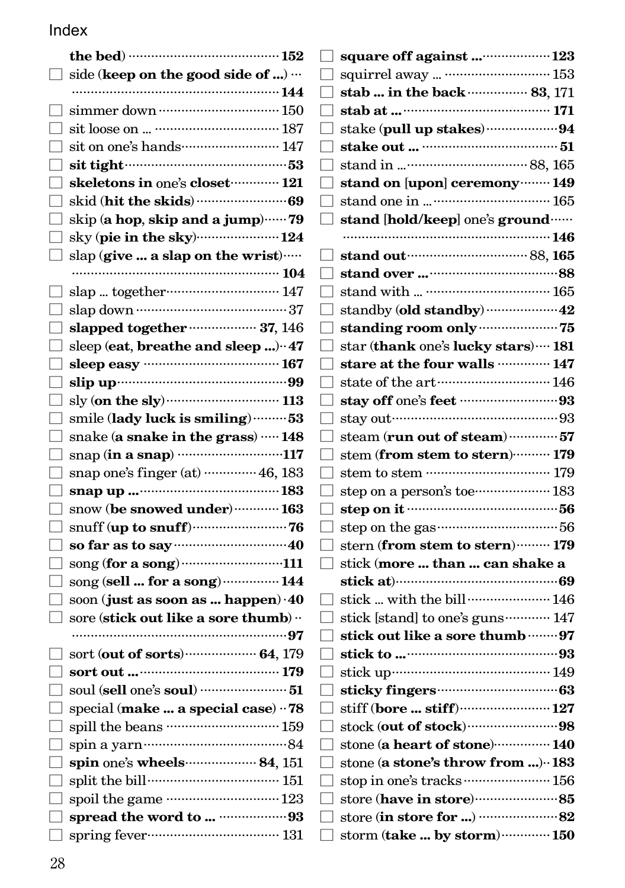Index

**the bed**) ········· **152**

- ☐ side (**keep on the good side of ...**) ········· **144**
- ☐ simmer down ········· 150
- ☐ sit loose on ... ········· 187
- ☐ sit on one's hands ········· 147
- ☐ **sit tight** ········· **53**
- ☐ **skeletons in** one's **closet** ········· **121**
- ☐ skid (**hit the skids**) ········· **69**
- ☐ skip (**a hop**, **skip and a jump**) ········· **79**
- ☐ sky (**pie in the sky**) ········· **124**
- ☐ slap (**give ... a slap on the wrist**) ········· **104**
- ☐ slap ... together ········· 147
- ☐ slap down ········· 37
- ☐ **slapped together** ········· **37**, 146
- ☐ sleep (**eat**, **breathe and sleep ...**) ········· **47**
- ☐ **sleep easy** ········· **167**
- ☐ **slip up** ········· **99**
- ☐ sly (**on the sly**) ········· **113**
- ☐ smile (**lady luck is smiling**) ········· **53**
- ☐ snake (**a snake in the grass**) ········· **148**
- ☐ snap (**in a snap**) ········· **117**
- ☐ snap one's finger (at) ········· 46, 183
- ☐ **snap up ...** ········· **183**
- ☐ snow (**be snowed under**) ········· **163**
- ☐ snuff (**up to snuff**) ········· **76**
- ☐ **so far as to say** ········· **40**
- ☐ song (**for a song**) ········· **111**
- ☐ song (**sell ... for a song**) ········· **144**
- ☐ soon (**just as soon as ... happen**) ········· **40**
- ☐ sore (**stick out like a sore thumb**) ········· **97**
- ☐ sort (**out of sorts**) ········· **64**, 179
- ☐ **sort out ...** ········· **179**
- ☐ soul (**sell** one's **soul**) ········· **51**
- ☐ special (**make ... a special case**) ········· **78**
- ☐ spill the beans ········· 159
- ☐ spin a yarn ········· 84
- ☐ **spin** one's **wheels** ········· **84**, 151
- ☐ split the bill ········· 151
- ☐ spoil the game ········· 123
- ☐ **spread the word to ...** ········· **93**
- ☐ spring fever ········· 131
- ☐ **square off against ...** ········· **123**
- ☐ squirrel away ... ········· 153
- ☐ **stab ... in the back** ········· **83**, 171
- ☐ **stab at ...** ········· **171**
- ☐ stake (**pull up stakes**) ········· **94**
- ☐ **stake out ...** ········· **51**
- ☐ stand in ... ········· 88, 165
- ☐ **stand on** [**upon**] **ceremony** ········· **149**
- ☐ stand one in ... ········· 165
- ☐ **stand** [**hold/keep**] one's **ground** ········· **146**
- ☐ **stand out** ········· 88, **165**
- ☐ **stand over ...** ········· **88**
- ☐ stand with ... ········· 165
- ☐ standby (**old standby**) ········· **42**
- ☐ **standing room only** ········· **75**
- ☐ star (**thank** one's **lucky stars**) ········· **181**
- ☐ **stare at the four walls** ········· **147**
- ☐ state of the art ········· 146
- ☐ **stay off** one's **feet** ········· **93**
- ☐ stay out ········· 93
- ☐ steam (**run out of steam**) ········· **57**
- ☐ stem (**from stem to stern**) ········· **179**
- ☐ stem to stem ········· 179
- ☐ step on a person's toe ········· 183
- ☐ **step on it** ········· **56**
- ☐ step on the gas ········· 56
- ☐ stern (**from stem to stern**) ········· **179**
- ☐ stick (**more ... than ... can shake a stick at**) ········· **69**
- ☐ stick ... with the bill ········· 146
- ☐ stick [stand] to one's guns ········· 147
- ☐ **stick out like a sore thumb** ········· **97**
- ☐ **stick to ...** ········· **93**
- ☐ stick up ········· 149
- ☐ **sticky fingers** ········· **63**
- ☐ stiff (**bore ... stiff**) ········· **127**
- ☐ stock (**out of stock**) ········· **98**
- ☐ stone (**a heart of stone**) ········· **140**
- ☐ stone (**a stone's throw from ...**) ········· **183**
- ☐ stop in one's tracks ········· 156
- ☐ store (**have in store**) ········· **85**
- ☐ store (**in store for ...**) ········· **82**
- ☐ storm (**take ... by storm**) ········· **150**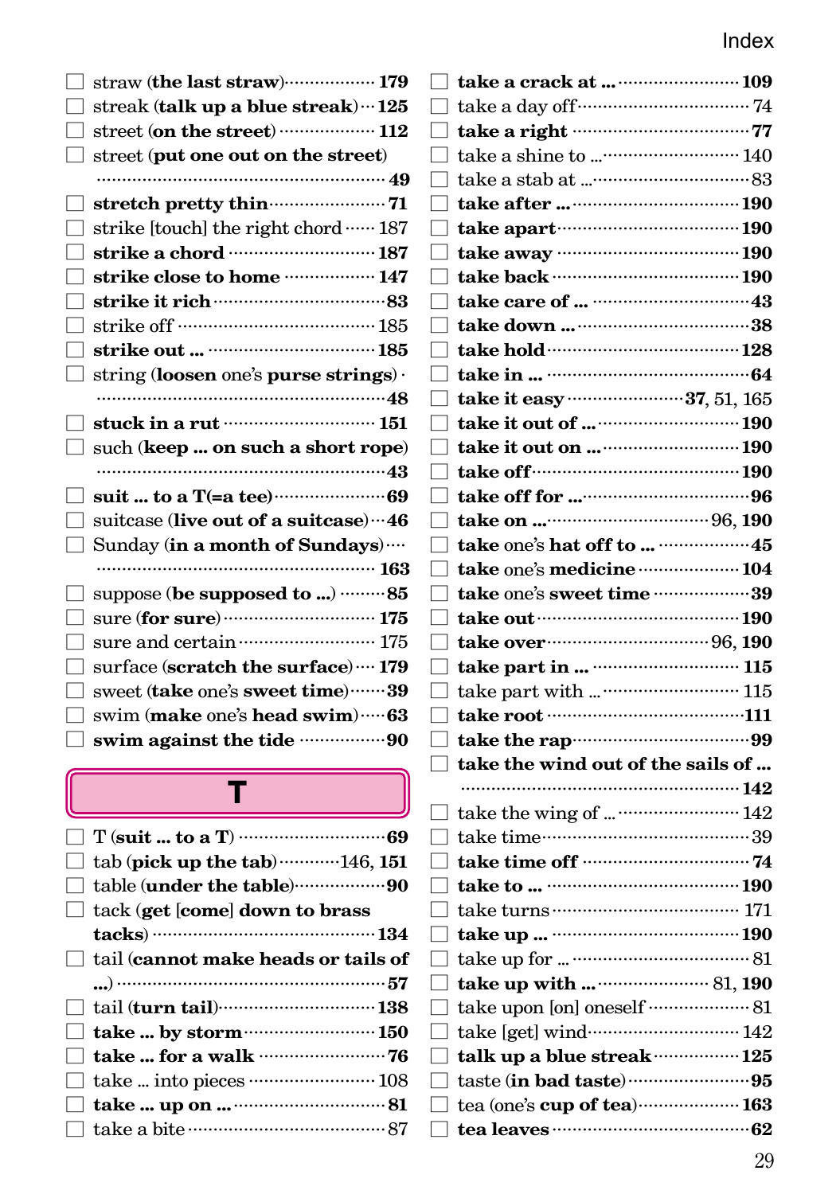- straw (**the last straw**) ··· **179**
- streak (**talk up a blue streak**) ··· **125**
- street (**on the street**) ··· **112**
- street (**put one out on the street**) ··· **49**
- **stretch pretty thin** ··· **71**
- strike [touch] the right chord ··· 187
- **strike a chord** ··· **187**
- **strike close to home** ··· **147**
- **strike it rich** ··· **83**
- strike off ··· 185
- **strike out ...** ··· **185**
- string (**loosen** one's **purse strings**) ··· **48**
- **stuck in a rut** ··· **151**
- such (**keep ... on such a short rope**) ··· **43**
- **suit ... to a T(=a tee)** ··· **69**
- suitcase (**live out of a suitcase**) ··· **46**
- Sunday (**in a month of Sundays**) ··· **163**
- suppose (**be supposed to ...**) ··· **85**
- sure (**for sure**) ··· **175**
- sure and certain ··· 175
- surface (**scratch the surface**) ··· **179**
- sweet (**take** one's **sweet time**) ··· **39**
- swim (**make** one's **head swim**) ··· **63**
- **swim against the tide** ··· **90**

## T

- T (**suit ... to a T**) ··· **69**
- tab (**pick up the tab**) ··· 146, **151**
- table (**under the table**) ··· **90**
- tack (**get [come] down to brass tacks**) ··· **134**
- tail (**cannot make heads or tails of ...**) ··· **57**
- tail (**turn tail**) ··· **138**
- **take ... by storm** ··· **150**
- **take ... for a walk** ··· **76**
- take ... into pieces ··· 108
- **take ... up on ...** ··· **81**
- take a bite ··· 87
- **take a crack at ...** ··· **109**
- take a day off ··· 74
- **take a right** ··· **77**
- take a shine to ... ··· 140
- take a stab at ... ··· 83
- **take after ...** ··· **190**
- **take apart** ··· **190**
- **take away** ··· **190**
- **take back** ··· **190**
- **take care of ...** ··· **43**
- **take down ...** ··· **38**
- **take hold** ··· **128**
- **take in ...** ··· **64**
- **take it easy** ··· **37**, 51, 165
- **take it out of ...** ··· **190**
- **take it out on ...** ··· **190**
- **take off** ··· **190**
- **take off for ...** ··· **96**
- **take on ...** ··· 96, **190**
- **take** one's **hat off to ...** ··· **45**
- **take** one's **medicine** ··· **104**
- **take** one's **sweet time** ··· **39**
- **take out** ··· **190**
- **take over** ··· 96, **190**
- **take part in ...** ··· **115**
- take part with ... ··· 115
- **take root** ··· **111**
- **take the rap** ··· **99**
- **take the wind out of the sails of ...** ··· **142**
- take the wing of ... ··· 142
- take time ··· 39
- **take time off** ··· **74**
- **take to ...** ··· **190**
- take turns ··· 171
- **take up ...** ··· **190**
- take up for ... ··· 81
- **take up with ...** ··· 81, **190**
- take upon [on] oneself ··· 81
- take [get] wind ··· 142
- **talk up a blue streak** ··· **125**
- taste (**in bad taste**) ··· **95**
- tea (one's **cup of tea**) ··· **163**
- **tea leaves** ··· **62**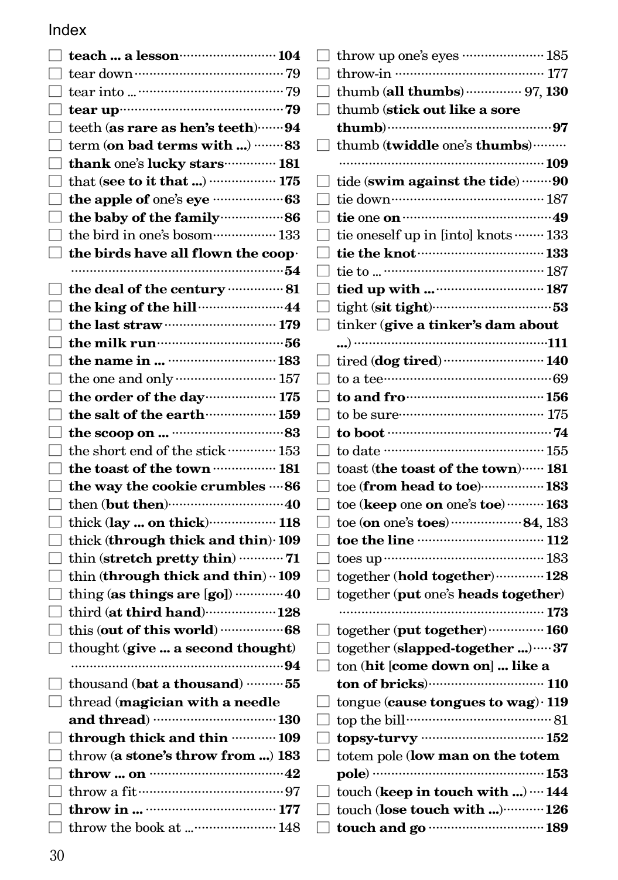# Index

- ☐ **teach ... a lesson** ········· **104**
- ☐ tear down ········· 79
- ☐ tear into ... ········· 79
- ☐ **tear up** ········· **79**
- ☐ teeth (**as rare as hen's teeth**) ········· **94**
- ☐ term (**on bad terms with ...**) ········· **83**
- ☐ **thank** one's **lucky stars** ········· **181**
- ☐ that (**see to it that ...**) ········· **175**
- ☐ **the apple of** one's **eye** ········· **63**
- ☐ **the baby of the family** ········· **86**
- ☐ the bird in one's bosom ········· 133
- ☐ **the birds have all flown the coop** ········· **54**
- ☐ **the deal of the century** ········· **81**
- ☐ **the king of the hill** ········· **44**
- ☐ **the last straw** ········· **179**
- ☐ **the milk run** ········· **56**
- ☐ **the name in ...** ········· **183**
- ☐ the one and only ········· 157
- ☐ **the order of the day** ········· **175**
- ☐ **the salt of the earth** ········· **159**
- ☐ **the scoop on ...** ········· **83**
- ☐ the short end of the stick ········· 153
- ☐ **the toast of the town** ········· **181**
- ☐ **the way the cookie crumbles** ········· **86**
- ☐ then (**but then**) ········· **40**
- ☐ thick (**lay ... on thick**) ········· **118**
- ☐ thick (**through thick and thin**) ········· **109**
- ☐ thin (**stretch pretty thin**) ········· **71**
- ☐ thin (**through thick and thin**) ········· **109**
- ☐ thing (**as things are [go]**) ········· **40**
- ☐ third (**at third hand**) ········· **128**
- ☐ this (**out of this world**) ········· **68**
- ☐ thought (**give ... a second thought**) ········· **94**
- ☐ thousand (**bat a thousand**) ········· **55**
- ☐ thread (**magician with a needle and thread**) ········· **130**
- ☐ **through thick and thin** ········· **109**
- ☐ throw (**a stone's throw from ...**) **183**
- ☐ **throw ... on** ········· **42**
- ☐ throw a fit ········· 97
- ☐ **throw in ...** ········· **177**
- ☐ throw the book at ... ········· 148
- ☐ throw up one's eyes ········· 185
- ☐ throw-in ········· 177
- ☐ thumb (**all thumbs**) ········· 97, **130**
- ☐ thumb (**stick out like a sore thumb**) ········· **97**
- ☐ thumb (**twiddle** one's **thumbs**) ········· **109**
- ☐ tide (**swim against the tide**) ········· **90**
- ☐ tie down ········· 187
- ☐ **tie** one **on** ········· **49**
- ☐ tie oneself up in [into] knots ········· 133
- ☐ **tie the knot** ········· **133**
- ☐ tie to ... ········· 187
- ☐ **tied up with ...** ········· **187**
- ☐ tight (**sit tight**) ········· **53**
- ☐ tinker (**give a tinker's dam about ...**) ········· **111**
- ☐ tired (**dog tired**) ········· **140**
- ☐ to a tee ········· 69
- ☐ **to and fro** ········· **156**
- ☐ to be sure ········· 175
- ☐ **to boot** ········· **74**
- ☐ to date ········· 155
- ☐ toast (**the toast of the town**) ········· **181**
- ☐ toe (**from head to toe**) ········· **183**
- ☐ toe (**keep** one **on** one's **toe**) ········· **163**
- ☐ toe (**on** one's **toes**) ········· **84**, 183
- ☐ **toe the line** ········· **112**
- ☐ toes up ········· 183
- ☐ together (**hold together**) ········· **128**
- ☐ together (**put** one's **heads together**) ········· **173**
- ☐ together (**put together**) ········· **160**
- ☐ together (**slapped-together ...**) ········· **37**
- ☐ ton (**hit [come down on] ... like a ton of bricks**) ········· **110**
- ☐ tongue (**cause tongues to wag**) ········· **119**
- ☐ top the bill ········· 81
- ☐ **topsy-turvy** ········· **152**
- ☐ totem pole (**low man on the totem pole**) ········· **153**
- ☐ touch (**keep in touch with ...**) ········· **144**
- ☐ touch (**lose touch with ...**) ········· **126**
- ☐ **touch and go** ········· **189**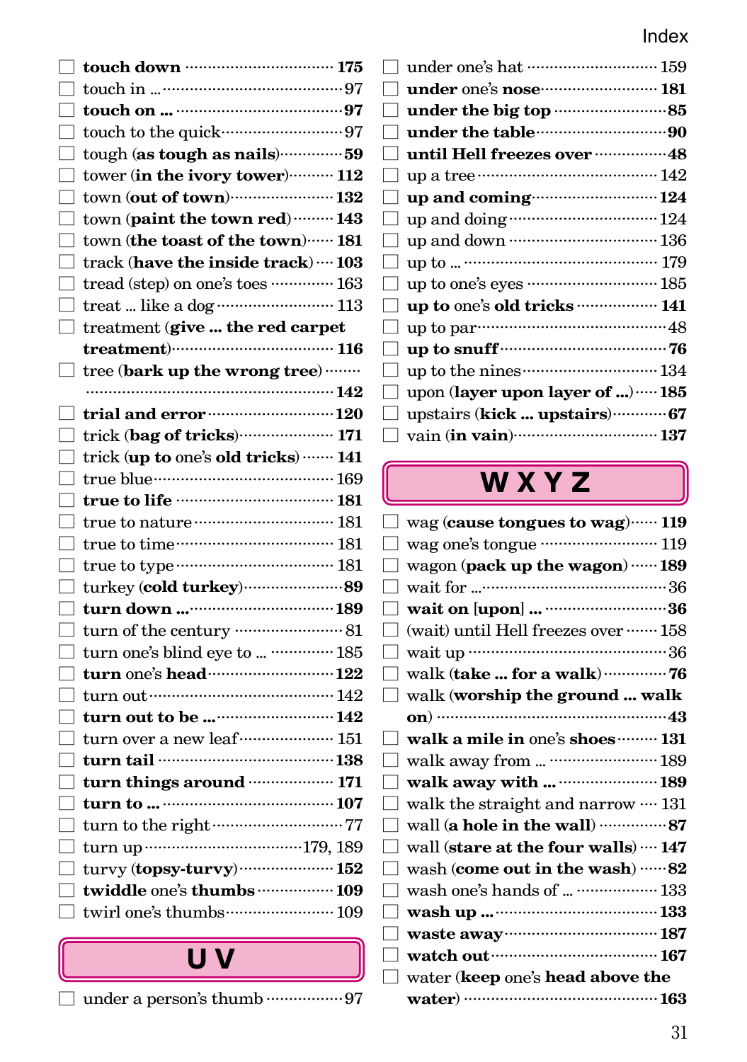- ☐ **touch down** ······ **175**
- ☐ touch in … ······ 97
- ☐ **touch on …** ······ **97**
- ☐ touch to the quick ······ 97
- ☐ tough (**as tough as nails**) ······ **59**
- ☐ tower (**in the ivory tower**) ······ **112**
- ☐ town (**out of town**) ······ **132**
- ☐ town (**paint the town red**) ······ **143**
- ☐ town (**the toast of the town**) ······ **181**
- ☐ track (**have the inside track**) ······ **103**
- ☐ tread (step) on one's toes ······ 163
- ☐ treat … like a dog ······ 113
- ☐ treatment (**give … the red carpet treatment**) ······ **116**
- ☐ tree (**bark up the wrong tree**) ······ **142**
- ☐ **trial and error** ······ **120**
- ☐ trick (**bag of tricks**) ······ **171**
- ☐ trick (**up to** one's **old tricks**) ······ **141**
- ☐ true blue ······ 169
- ☐ **true to life** ······ **181**
- ☐ true to nature ······ 181
- ☐ true to time ······ 181
- ☐ true to type ······ 181
- ☐ turkey (**cold turkey**) ······ **89**
- ☐ **turn down …** ······ **189**
- ☐ turn of the century ······ 81
- ☐ turn one's blind eye to … ······ 185
- ☐ **turn** one's **head** ······ **122**
- ☐ turn out ······ 142
- ☐ **turn out to be …** ······ **142**
- ☐ turn over a new leaf ······ 151
- ☐ **turn tail** ······ **138**
- ☐ **turn things around** ······ **171**
- ☐ **turn to …** ······ **107**
- ☐ turn to the right ······ 77
- ☐ turn up ······ 179, 189
- ☐ turvy (**topsy-turvy**) ······ **152**
- ☐ **twiddle** one's **thumbs** ······ **109**
- ☐ twirl one's thumbs ······ 109

## U V

- ☐ under a person's thumb ······ 97
- ☐ under one's hat ······ 159
- ☐ **under** one's **nose** ······ **181**
- ☐ **under the big top** ······ **85**
- ☐ **under the table** ······ **90**
- ☐ **until Hell freezes over** ······ **48**
- ☐ up a tree ······ 142
- ☐ **up and coming** ······ **124**
- ☐ up and doing ······ 124
- ☐ up and down ······ 136
- ☐ up to … ······ 179
- ☐ up to one's eyes ······ 185
- ☐ **up to** one's **old tricks** ······ **141**
- ☐ up to par ······ 48
- ☐ **up to snuff** ······ **76**
- ☐ up to the nines ······ 134
- ☐ upon (**layer upon layer of …**) ······ **185**
- ☐ upstairs (**kick … upstairs**) ······ **67**
- ☐ vain (**in vain**) ······ **137**

## W X Y Z

- ☐ wag (**cause tongues to wag**) ······ **119**
- ☐ wag one's tongue ······ 119
- ☐ wagon (**pack up the wagon**) ······ **189**
- ☐ wait for … ······ 36
- ☐ **wait on [upon] …** ······ **36**
- ☐ (wait) until Hell freezes over ······ 158
- ☐ wait up ······ 36
- ☐ walk (**take … for a walk**) ······ **76**
- ☐ walk (**worship the ground … walk on**) ······ **43**
- ☐ **walk a mile in** one's **shoes** ······ **131**
- ☐ walk away from … ······ 189
- ☐ **walk away with …** ······ **189**
- ☐ walk the straight and narrow ······ 131
- ☐ wall (**a hole in the wall**) ······ **87**
- ☐ wall (**stare at the four walls**) ······ **147**
- ☐ wash (**come out in the wash**) ······ **82**
- ☐ wash one's hands of … ······ 133
- ☐ **wash up …** ······ **133**
- ☐ **waste away** ······ **187**
- ☐ **watch out** ······ **167**
- ☐ water (**keep** one's **head above the water**) ······ **163**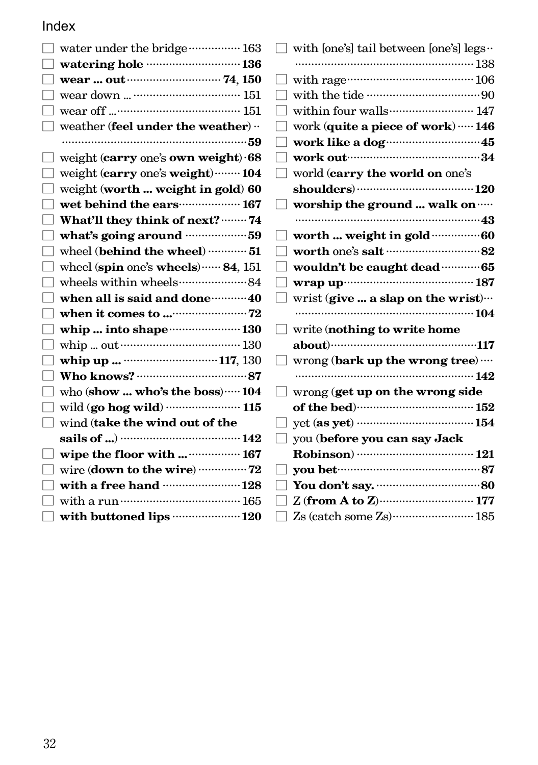Index

- ☐ water under the bridge ··· 163
- ☐ **watering hole** ··· **136**
- ☐ **wear ... out** ··· **74**, **150**
- ☐ wear down ... ··· 151
- ☐ wear off ... ··· 151
- ☐ weather (**feel under the weather**) ··· **59**
- ☐ weight (**carry** one's **own weight**) ··· **68**
- ☐ weight (**carry** one's **weight**) ··· **104**
- ☐ weight (**worth ... weight in gold**) **60**
- ☐ **wet behind the ears** ··· **167**
- ☐ **What'll they think of next?** ··· **74**
- ☐ **what's going around** ··· **59**
- ☐ wheel (**behind the wheel**) ··· **51**
- ☐ wheel (**spin** one's **wheels**) ··· **84**, 151
- ☐ wheels within wheels ··· 84
- ☐ **when all is said and done** ··· **40**
- ☐ **when it comes to ...** ··· **72**
- ☐ **whip ... into shape** ··· **130**
- ☐ whip ... out ··· 130
- ☐ **whip up ...** ··· **117**, 130
- ☐ **Who knows?** ··· **87**
- ☐ who (**show ... who's the boss**) ··· **104**
- ☐ wild (**go hog wild**) ··· **115**
- ☐ wind (**take the wind out of the sails of ...**) ··· **142**
- ☐ **wipe the floor with ...** ··· **167**
- ☐ wire (**down to the wire**) ··· **72**
- ☐ **with a free hand** ··· **128**
- ☐ with a run ··· 165
- ☐ **with buttoned lips** ··· **120**
- ☐ with [one's] tail between [one's] legs ··· 138
- ☐ with rage ··· 106
- ☐ with the tide ··· 90
- ☐ within four walls ··· 147
- ☐ work (**quite a piece of work**) ··· **146**
- ☐ **work like a dog** ··· **45**
- ☐ **work out** ··· **34**
- ☐ world (**carry the world on** one's **shoulders**) ··· **120**
- ☐ **worship the ground ... walk on** ··· **43**
- ☐ **worth ... weight in gold** ··· **60**
- ☐ **worth** one's **salt** ··· **82**
- ☐ **wouldn't be caught dead** ··· **65**
- ☐ **wrap up** ··· **187**
- ☐ wrist (**give ... a slap on the wrist**) ··· **104**
- ☐ write (**nothing to write home about**) ··· **117**
- ☐ wrong (**bark up the wrong tree**) ··· **142**
- ☐ wrong (**get up on the wrong side of the bed**) ··· **152**
- ☐ yet (**as yet**) ··· **154**
- ☐ you (**before you can say Jack Robinson**) ··· **121**
- ☐ **you bet** ··· **87**
- ☐ **You don't say.** ··· **80**
- ☐ Z (**from A to Z**) ··· **177**
- ☐ Zs (catch some Zs) ··· 185